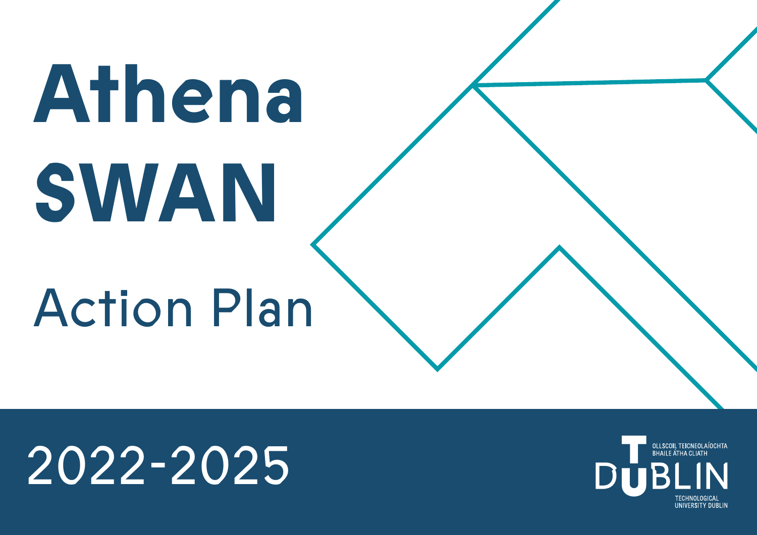# Athena SWAN

## Action Plan

2022-2025

OLLSCOIL TEICNEOLAÍOCHTA BHAILE ÁTHA CLIATH

DUBLIN

TECHNOLOGICAL UNIVERSITY DUBLIN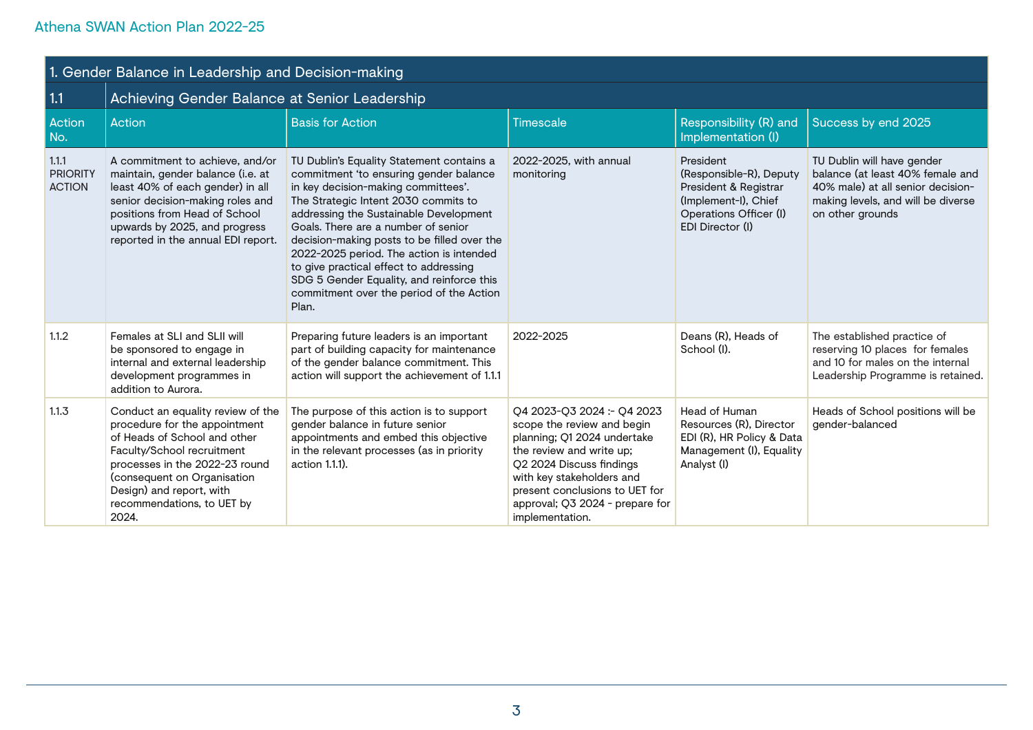## 1. Gender Balance in Leadership and Decision-making

### 1.1 Achieving Gender Balance at Senior Leadership

| Action No. | Action | Basis for Action | Timescale | Responsibility (R) and Implementation (I) | Success by end 2025 |
|---|---|---|---|---|---|
| 1.1.1 PRIORITY ACTION | A commitment to achieve, and/or maintain, gender balance (i.e. at least 40% of each gender) in all senior decision-making roles and positions from Head of School upwards by 2025, and progress reported in the annual EDI report. | TU Dublin's Equality Statement contains a commitment 'to ensuring gender balance in key decision-making committees'. The Strategic Intent 2030 commits to addressing the Sustainable Development Goals. There are a number of senior decision-making posts to be filled over the 2022-2025 period. The action is intended to give practical effect to addressing SDG 5 Gender Equality, and reinforce this commitment over the period of the Action Plan. | 2022-2025, with annual monitoring | President (Responsible-R), Deputy President & Registrar (Implement-I), Chief Operations Officer (I) EDI Director (I) | TU Dublin will have gender balance (at least 40% female and 40% male) at all senior decision-making levels, and will be diverse on other grounds |
| 1.1.2 | Females at SLI and SLII will be sponsored to engage in internal and external leadership development programmes in addition to Aurora. | Preparing future leaders is an important part of building capacity for maintenance of the gender balance commitment. This action will support the achievement of 1.1.1 | 2022-2025 | Deans (R), Heads of School (I). | The established practice of reserving 10 places for females and 10 for males on the internal Leadership Programme is retained. |
| 1.1.3 | Conduct an equality review of the procedure for the appointment of Heads of School and other Faculty/School recruitment processes in the 2022-23 round (consequent on Organisation Design) and report, with recommendations, to UET by 2024. | The purpose of this action is to support gender balance in future senior appointments and embed this objective in the relevant processes (as in priority action 1.1.1). | Q4 2023-Q3 2024 :- Q4 2023 scope the review and begin planning; Q1 2024 undertake the review and write up; Q2 2024 Discuss findings with key stakeholders and present conclusions to UET for approval; Q3 2024 - prepare for implementation. | Head of Human Resources (R), Director EDI (R), HR Policy & Data Management (I), Equality Analyst (I) | Heads of School positions will be gender-balanced |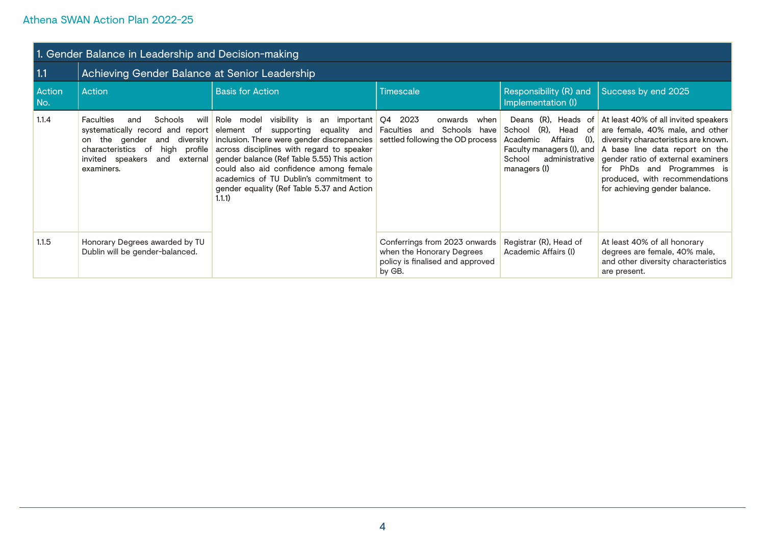Athena SWAN Action Plan 2022-25

| 1. Gender Balance in Leadership and Decision-making | | | | | |
|---|---|---|---|---|---|
| **1.1** | **Achieving Gender Balance at Senior Leadership** | | | | |
| **Action No.** | **Action** | **Basis for Action** | **Timescale** | **Responsibility (R) and Implementation (I)** | **Success by end 2025** |
| 1.1.4 | Faculties and Schools will systematically record and report on the gender and diversity characteristics of high profile invited speakers and external examiners. | Role model visibility is an important element of supporting equality and inclusion. There were gender discrepancies across disciplines with regard to speaker gender balance (Ref Table 5.55) This action could also aid confidence among female academics of TU Dublin's commitment to gender equality (Ref Table 5.37 and Action 1.1.1) | Q4 2023 onwards when Faculties and Schools have settled following the OD process | Deans (R), Heads of School (R), Head of Academic Affairs (I), Faculty managers (I), and School administrative managers (I) | At least 40% of all invited speakers are female, 40% male, and other diversity characteristics are known. A base line data report on the gender ratio of external examiners for PhDs and Programmes is produced, with recommendations for achieving gender balance. |
| 1.1.5 | Honorary Degrees awarded by TU Dublin will be gender-balanced. | | Conferrings from 2023 onwards when the Honorary Degrees policy is finalised and approved by GB. | Registrar (R), Head of Academic Affairs (I) | At least 40% of all honorary degrees are female, 40% male, and other diversity characteristics are present. |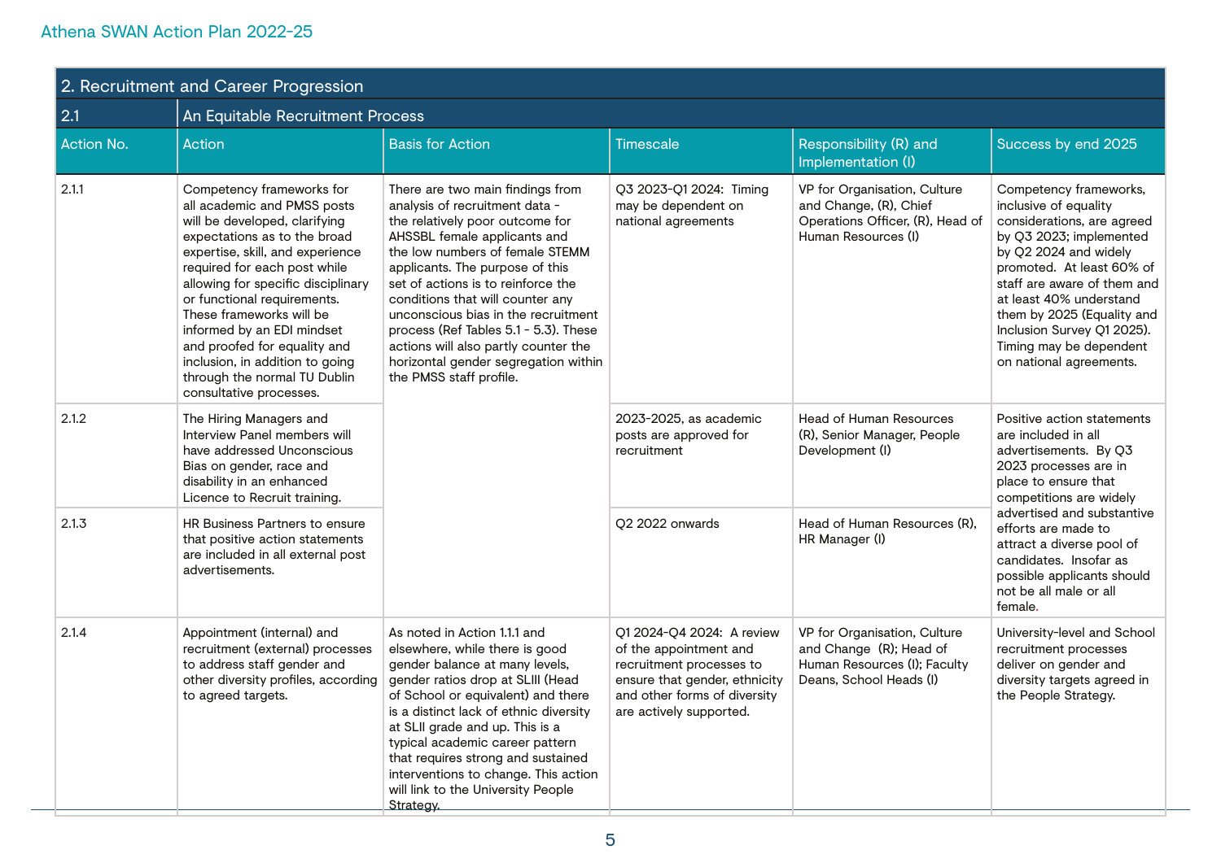Athena SWAN Action Plan 2022-25

| 2. Recruitment and Career Progression | | | | | |
|---|---|---|---|---|---|
| 2.1 | An Equitable Recruitment Process | | | | |
| Action No. | Action | Basis for Action | Timescale | Responsibility (R) and Implementation (I) | Success by end 2025 |
| 2.1.1 | Competency frameworks for all academic and PMSS posts will be developed, clarifying expectations as to the broad expertise, skill, and experience required for each post while allowing for specific disciplinary or functional requirements. These frameworks will be informed by an EDI mindset and proofed for equality and inclusion, in addition to going through the normal TU Dublin consultative processes. | There are two main findings from analysis of recruitment data - the relatively poor outcome for AHSSBL female applicants and the low numbers of female STEMM applicants. The purpose of this set of actions is to reinforce the conditions that will counter any unconscious bias in the recruitment process (Ref Tables 5.1 - 5.3). These actions will also partly counter the horizontal gender segregation within the PMSS staff profile. | Q3 2023-Q1 2024: Timing may be dependent on national agreements | VP for Organisation, Culture and Change, (R), Chief Operations Officer, (R), Head of Human Resources (I) | Competency frameworks, inclusive of equality considerations, are agreed by Q3 2023; implemented by Q2 2024 and widely promoted. At least 60% of staff are aware of them and at least 40% understand them by 2025 (Equality and Inclusion Survey Q1 2025). Timing may be dependent on national agreements. |
| 2.1.2 | The Hiring Managers and Interview Panel members will have addressed Unconscious Bias on gender, race and disability in an enhanced Licence to Recruit training. | | 2023-2025, as academic posts are approved for recruitment | Head of Human Resources (R), Senior Manager, People Development (I) | Positive action statements are included in all advertisements. By Q3 2023 processes are in place to ensure that competitions are widely advertised and substantive efforts are made to attract a diverse pool of candidates. Insofar as possible applicants should not be all male or all female. |
| 2.1.3 | HR Business Partners to ensure that positive action statements are included in all external post advertisements. | | Q2 2022 onwards | Head of Human Resources (R), HR Manager (I) | |
| 2.1.4 | Appointment (internal) and recruitment (external) processes to address staff gender and other diversity profiles, according to agreed targets. | As noted in Action 1.1.1 and elsewhere, while there is good gender balance at many levels, gender ratios drop at SLIII (Head of School or equivalent) and there is a distinct lack of ethnic diversity at SLII grade and up. This is a typical academic career pattern that requires strong and sustained interventions to change. This action will link to the University People Strategy. | Q1 2024-Q4 2024: A review of the appointment and recruitment processes to ensure that gender, ethnicity and other forms of diversity are actively supported. | VP for Organisation, Culture and Change (R); Head of Human Resources (I); Faculty Deans, School Heads (I) | University-level and School recruitment processes deliver on gender and diversity targets agreed in the People Strategy. |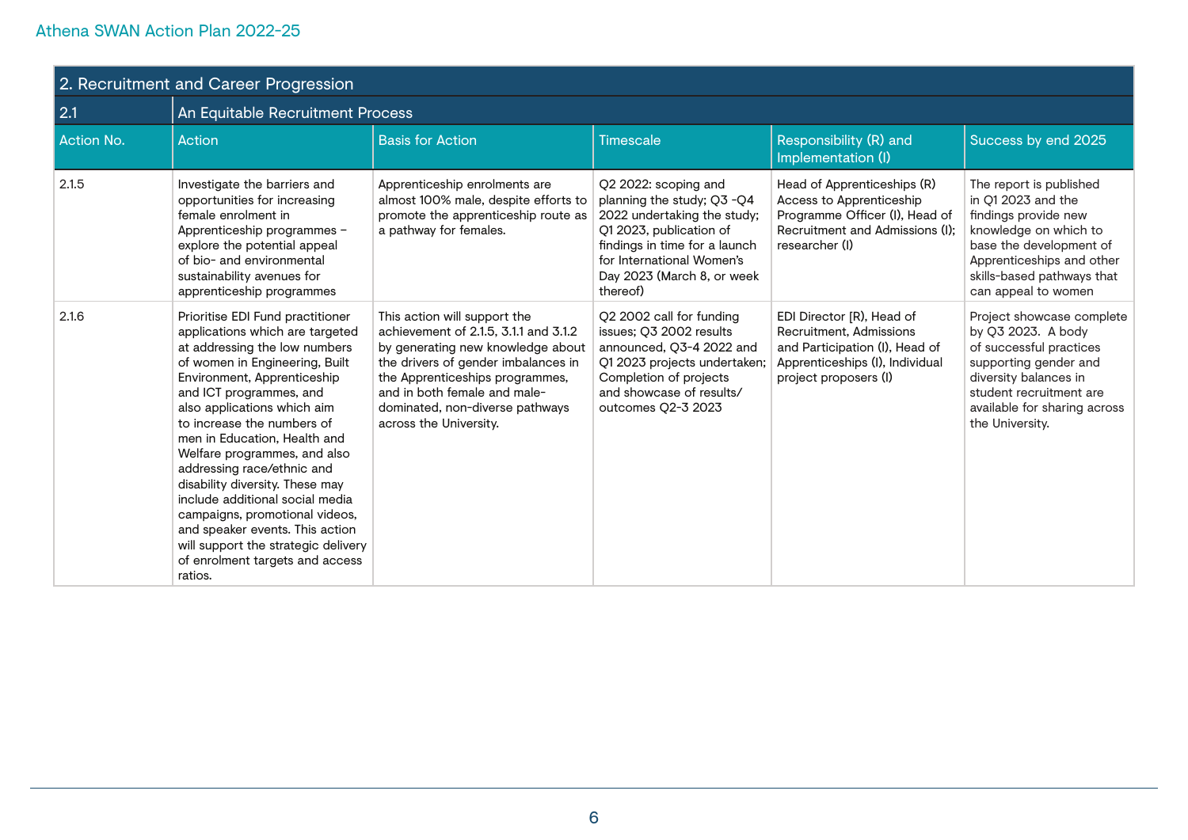| 2. Recruitment and Career Progression | | | | | |
|---|---|---|---|---|---|
| 2.1 | An Equitable Recruitment Process | | | | |
| Action No. | Action | Basis for Action | Timescale | Responsibility (R) and Implementation (I) | Success by end 2025 |
| 2.1.5 | Investigate the barriers and opportunities for increasing female enrolment in Apprenticeship programmes – explore the potential appeal of bio- and environmental sustainability avenues for apprenticeship programmes | Apprenticeship enrolments are almost 100% male, despite efforts to promote the apprenticeship route as a pathway for females. | Q2 2022: scoping and planning the study; Q3 -Q4 2022 undertaking the study; Q1 2023, publication of findings in time for a launch for International Women's Day 2023 (March 8, or week thereof) | Head of Apprenticeships (R) Access to Apprenticeship Programme Officer (I), Head of Recruitment and Admissions (I); researcher (I) | The report is published in Q1 2023 and the findings provide new knowledge on which to base the development of Apprenticeships and other skills-based pathways that can appeal to women |
| 2.1.6 | Prioritise EDI Fund practitioner applications which are targeted at addressing the low numbers of women in Engineering, Built Environment, Apprenticeship and ICT programmes, and also applications which aim to increase the numbers of men in Education, Health and Welfare programmes, and also addressing race/ethnic and disability diversity. These may include additional social media campaigns, promotional videos, and speaker events. This action will support the strategic delivery of enrolment targets and access ratios. | This action will support the achievement of 2.1.5, 3.1.1 and 3.1.2 by generating new knowledge about the drivers of gender imbalances in the Apprenticeships programmes, and in both female and male-dominated, non-diverse pathways across the University. | Q2 2002 call for funding issues; Q3 2002 results announced, Q3-4 2022 and Q1 2023 projects undertaken; Completion of projects and showcase of results/ outcomes Q2-3 2023 | EDI Director [R), Head of Recruitment, Admissions and Participation (I), Head of Apprenticeships (I), Individual project proposers (I) | Project showcase complete by Q3 2023. A body of successful practices supporting gender and diversity balances in student recruitment are available for sharing across the University. |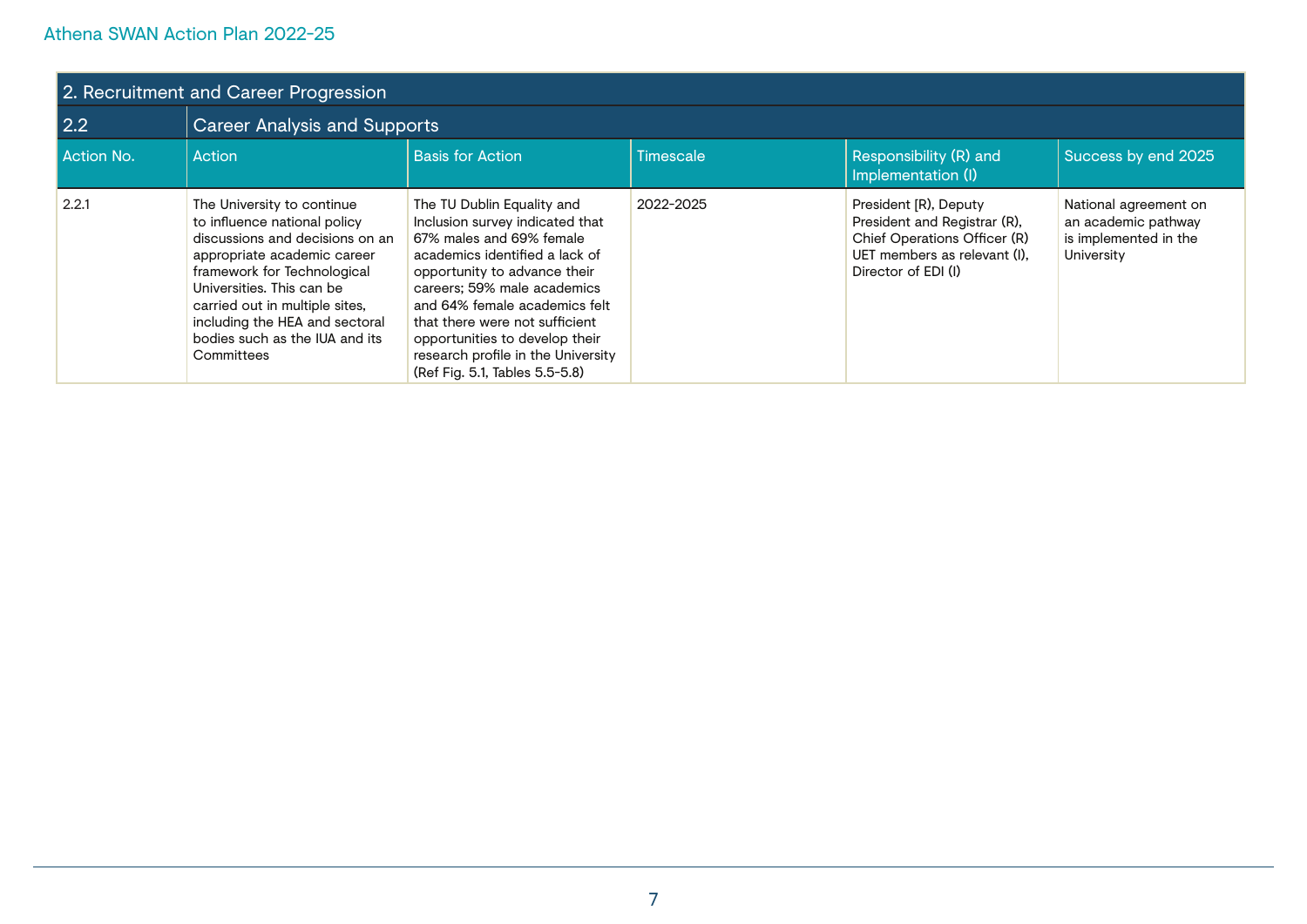| 2. Recruitment and Career Progression | | | | | |
|---|---|---|---|---|---|
| 2.2 | Career Analysis and Supports | | | | |
| Action No. | Action | Basis for Action | Timescale | Responsibility (R) and Implementation (I) | Success by end 2025 |
| 2.2.1 | The University to continue to influence national policy discussions and decisions on an appropriate academic career framework for Technological Universities. This can be carried out in multiple sites, including the HEA and sectoral bodies such as the IUA and its Committees | The TU Dublin Equality and Inclusion survey indicated that 67% males and 69% female academics identified a lack of opportunity to advance their careers; 59% male academics and 64% female academics felt that there were not sufficient opportunities to develop their research profile in the University (Ref Fig. 5.1, Tables 5.5-5.8) | 2022-2025 | President [R), Deputy President and Registrar (R), Chief Operations Officer (R) UET members as relevant (I), Director of EDI (I) | National agreement on an academic pathway is implemented in the University |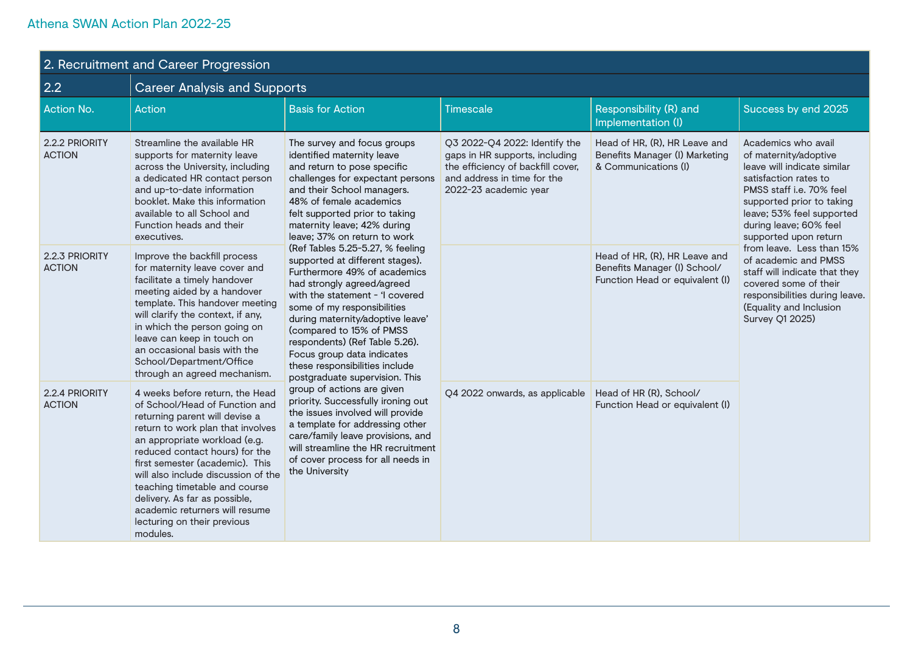## 2. Recruitment and Career Progression

### 2.2 Career Analysis and Supports

| Action No. | Action | Basis for Action | Timescale | Responsibility (R) and Implementation (I) | Success by end 2025 |
|---|---|---|---|---|---|
| 2.2.2 PRIORITY ACTION | Streamline the available HR supports for maternity leave across the University, including a dedicated HR contact person and up-to-date information booklet. Make this information available to all School and Function heads and their executives. | The survey and focus groups identified maternity leave and return to pose specific challenges for expectant persons and their School managers. 48% of female academics felt supported prior to taking maternity leave; 42% during leave; 37% on return to work (Ref Tables 5.25-5.27, % feeling supported at different stages). Furthermore 49% of academics had strongly agreed/agreed with the statement - 'I covered some of my responsibilities during maternity/adoptive leave' (compared to 15% of PMSS respondents) (Ref Table 5.26). Focus group data indicates these responsibilities include postgraduate supervision. This group of actions are given priority. Successfully ironing out the issues involved will provide a template for addressing other care/family leave provisions, and will streamline the HR recruitment of cover process for all needs in the University | Q3 2022-Q4 2022: Identify the gaps in HR supports, including the efficiency of backfill cover, and address in time for the 2022-23 academic year | Head of HR, (R), HR Leave and Benefits Manager (I) Marketing & Communications (I) | Academics who avail of maternity/adoptive leave will indicate similar satisfaction rates to PMSS staff i.e. 70% feel supported prior to taking leave; 53% feel supported during leave; 60% feel supported upon return from leave. Less than 15% of academic and PMSS staff will indicate that they covered some of their responsibilities during leave. (Equality and Inclusion Survey Q1 2025) |
| 2.2.3 PRIORITY ACTION | Improve the backfill process for maternity leave cover and facilitate a timely handover meeting aided by a handover template. This handover meeting will clarify the context, if any, in which the person going on leave can keep in touch on an occasional basis with the School/Department/Office through an agreed mechanism. | | | Head of HR, (R), HR Leave and Benefits Manager (I) School/ Function Head or equivalent (I) | |
| 2.2.4 PRIORITY ACTION | 4 weeks before return, the Head of School/Head of Function and returning parent will devise a return to work plan that involves an appropriate workload (e.g. reduced contact hours) for the first semester (academic). This will also include discussion of the teaching timetable and course delivery. As far as possible, academic returners will resume lecturing on their previous modules. | | Q4 2022 onwards, as applicable | Head of HR (R), School/ Function Head or equivalent (I) | |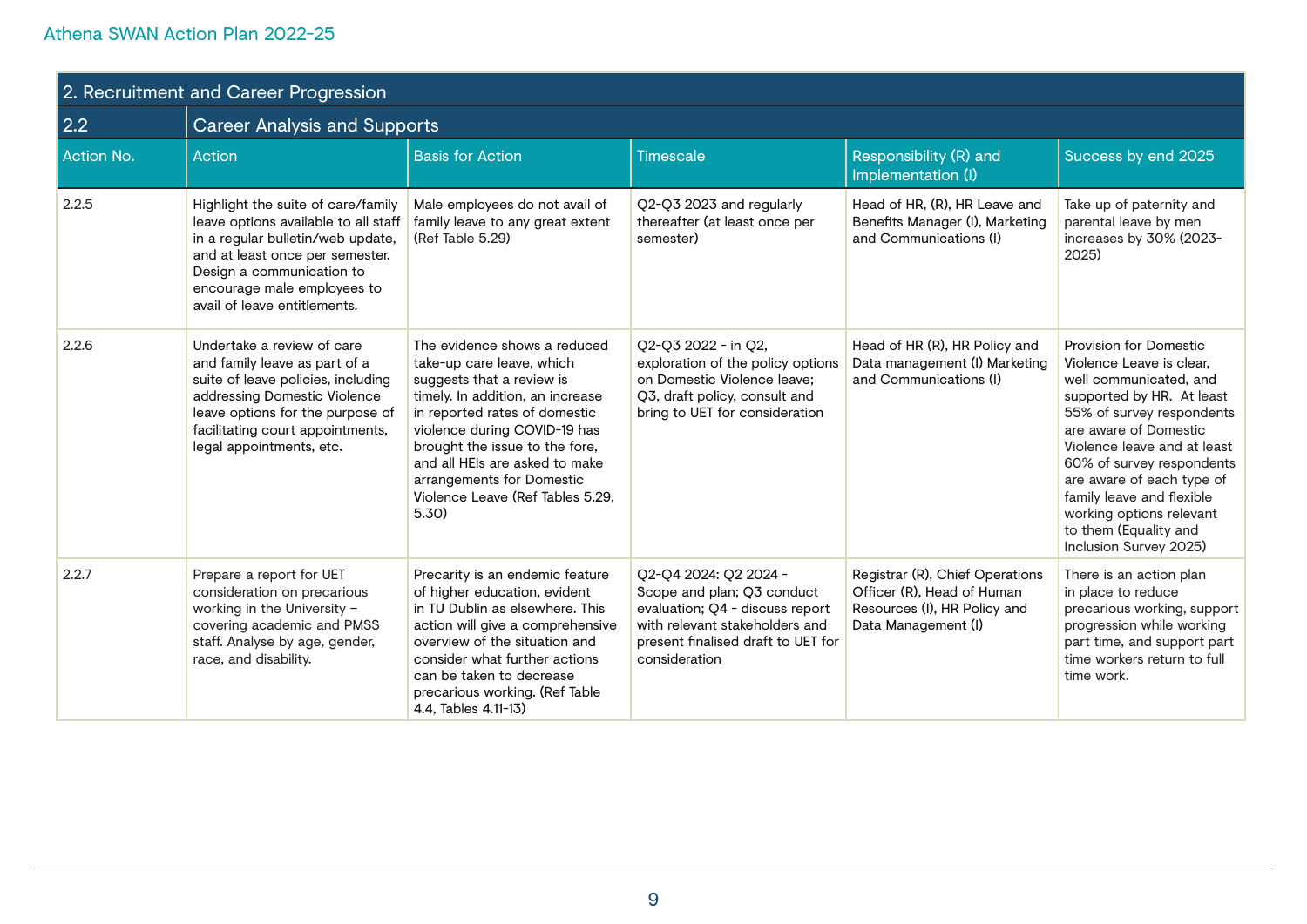## 2. Recruitment and Career Progression

### 2.2 Career Analysis and Supports

| Action No. | Action | Basis for Action | Timescale | Responsibility (R) and Implementation (I) | Success by end 2025 |
|---|---|---|---|---|---|
| 2.2.5 | Highlight the suite of care/family leave options available to all staff in a regular bulletin/web update, and at least once per semester. Design a communication to encourage male employees to avail of leave entitlements. | Male employees do not avail of family leave to any great extent (Ref Table 5.29) | Q2-Q3 2023 and regularly thereafter (at least once per semester) | Head of HR, (R), HR Leave and Benefits Manager (I), Marketing and Communications (I) | Take up of paternity and parental leave by men increases by 30% (2023-2025) |
| 2.2.6 | Undertake a review of care and family leave as part of a suite of leave policies, including addressing Domestic Violence leave options for the purpose of facilitating court appointments, legal appointments, etc. | The evidence shows a reduced take-up care leave, which suggests that a review is timely. In addition, an increase in reported rates of domestic violence during COVID-19 has brought the issue to the fore, and all HEIs are asked to make arrangements for Domestic Violence Leave (Ref Tables 5.29, 5.30) | Q2-Q3 2022 - in Q2, exploration of the policy options on Domestic Violence leave; Q3, draft policy, consult and bring to UET for consideration | Head of HR (R), HR Policy and Data management (I) Marketing and Communications (I) | Provision for Domestic Violence Leave is clear, well communicated, and supported by HR. At least 55% of survey respondents are aware of Domestic Violence leave and at least 60% of survey respondents are aware of each type of family leave and flexible working options relevant to them (Equality and Inclusion Survey 2025) |
| 2.2.7 | Prepare a report for UET consideration on precarious working in the University – covering academic and PMSS staff. Analyse by age, gender, race, and disability. | Precarity is an endemic feature of higher education, evident in TU Dublin as elsewhere. This action will give a comprehensive overview of the situation and consider what further actions can be taken to decrease precarious working. (Ref Table 4.4, Tables 4.11-13) | Q2-Q4 2024: Q2 2024 - Scope and plan; Q3 conduct evaluation; Q4 - discuss report with relevant stakeholders and present finalised draft to UET for consideration | Registrar (R), Chief Operations Officer (R), Head of Human Resources (I), HR Policy and Data Management (I) | There is an action plan in place to reduce precarious working, support progression while working part time, and support part time workers return to full time work. |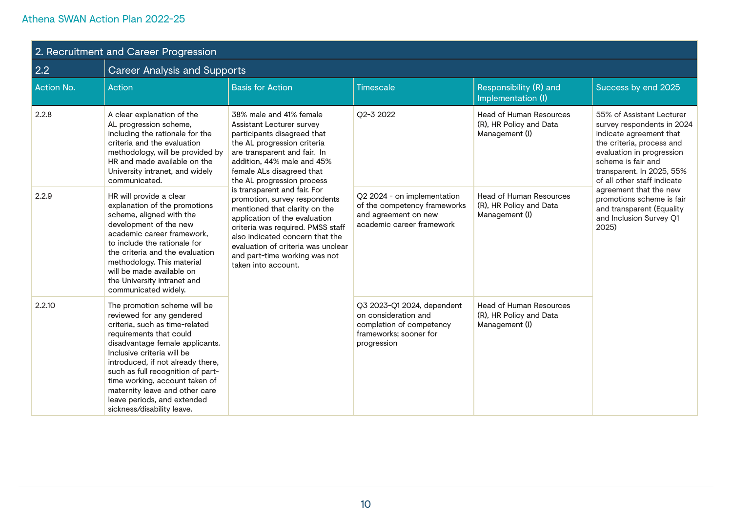Athena SWAN Action Plan 2022-25

| 2. Recruitment and Career Progression | | | | | |
|---|---|---|---|---|---|
| 2.2 | Career Analysis and Supports | | | | |
| Action No. | Action | Basis for Action | Timescale | Responsibility (R) and Implementation (I) | Success by end 2025 |
| 2.2.8 | A clear explanation of the AL progression scheme, including the rationale for the criteria and the evaluation methodology, will be provided by HR and made available on the University intranet, and widely communicated. | 38% male and 41% female Assistant Lecturer survey participants disagreed that the AL progression criteria are transparent and fair. In addition, 44% male and 45% female ALs disagreed that the AL progression process is transparent and fair. For promotion, survey respondents mentioned that clarity on the application of the evaluation criteria was required. PMSS staff also indicated concern that the evaluation of criteria was unclear and part-time working was not taken into account. | Q2-3 2022 | Head of Human Resources (R), HR Policy and Data Management (I) | 55% of Assistant Lecturer survey respondents in 2024 indicate agreement that the criteria, process and evaluation in progression scheme is fair and transparent. In 2025, 55% of all other staff indicate agreement that the new promotions scheme is fair and transparent (Equality and Inclusion Survey Q1 2025) |
| 2.2.9 | HR will provide a clear explanation of the promotions scheme, aligned with the development of the new academic career framework, to include the rationale for the criteria and the evaluation methodology. This material will be made available on the University intranet and communicated widely. | | Q2 2024 - on implementation of the competency frameworks and agreement on new academic career framework | Head of Human Resources (R), HR Policy and Data Management (I) | |
| 2.2.10 | The promotion scheme will be reviewed for any gendered criteria, such as time-related requirements that could disadvantage female applicants. Inclusive criteria will be introduced, if not already there, such as full recognition of part-time working, account taken of maternity leave and other care leave periods, and extended sickness/disability leave. | | Q3 2023-Q1 2024, dependent on consideration and completion of competency frameworks; sooner for progression | Head of Human Resources (R), HR Policy and Data Management (I) | |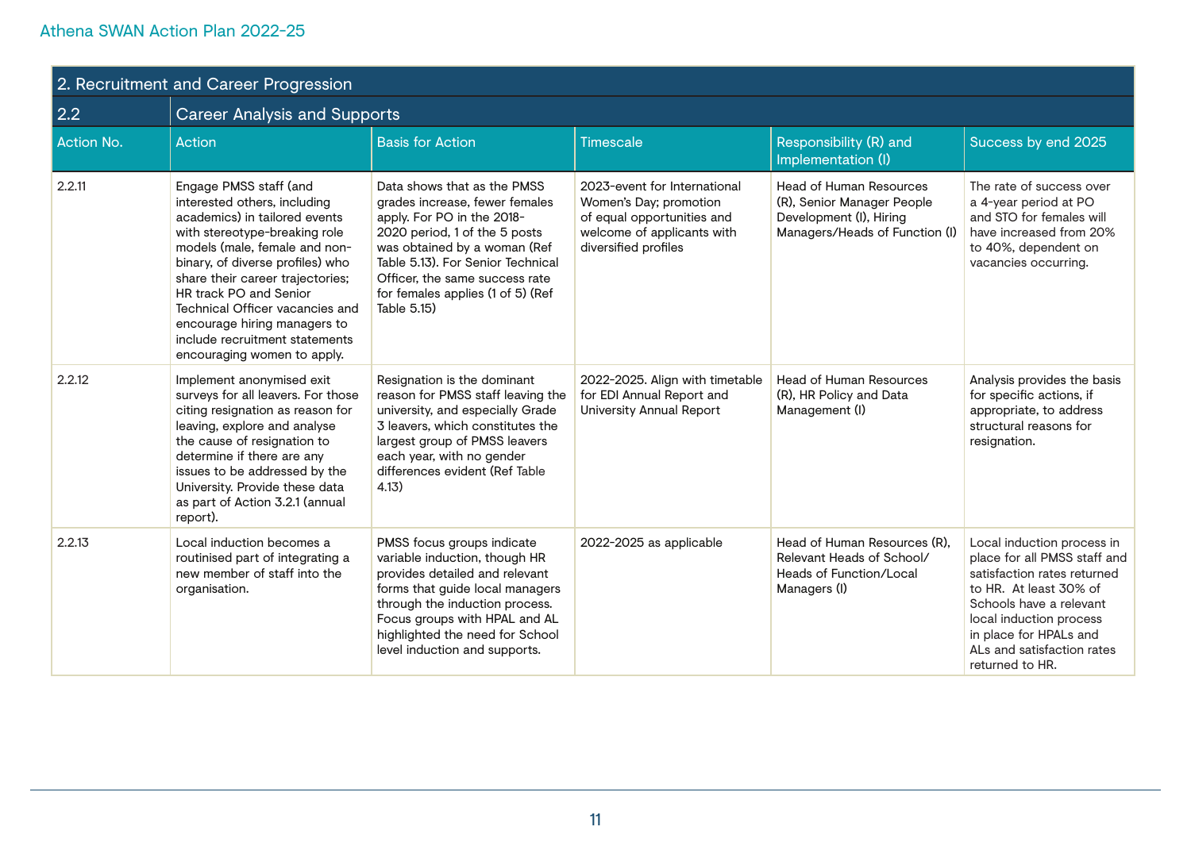Athena SWAN Action Plan 2022-25

| 2. Recruitment and Career Progression | | | | | |
|---|---|---|---|---|---|
| 2.2 | Career Analysis and Supports | | | | |
| Action No. | Action | Basis for Action | Timescale | Responsibility (R) and Implementation (I) | Success by end 2025 |
| 2.2.11 | Engage PMSS staff (and interested others, including academics) in tailored events with stereotype-breaking role models (male, female and non-binary, of diverse profiles) who share their career trajectories; HR track PO and Senior Technical Officer vacancies and encourage hiring managers to include recruitment statements encouraging women to apply. | Data shows that as the PMSS grades increase, fewer females apply. For PO in the 2018-2020 period, 1 of the 5 posts was obtained by a woman (Ref Table 5.13). For Senior Technical Officer, the same success rate for females applies (1 of 5) (Ref Table 5.15) | 2023-event for International Women's Day; promotion of equal opportunities and welcome of applicants with diversified profiles | Head of Human Resources (R), Senior Manager People Development (I), Hiring Managers/Heads of Function (I) | The rate of success over a 4-year period at PO and STO for females will have increased from 20% to 40%, dependent on vacancies occurring. |
| 2.2.12 | Implement anonymised exit surveys for all leavers. For those citing resignation as reason for leaving, explore and analyse the cause of resignation to determine if there are any issues to be addressed by the University. Provide these data as part of Action 3.2.1 (annual report). | Resignation is the dominant reason for PMSS staff leaving the university, and especially Grade 3 leavers, which constitutes the largest group of PMSS leavers each year, with no gender differences evident (Ref Table 4.13) | 2022-2025. Align with timetable for EDI Annual Report and University Annual Report | Head of Human Resources (R), HR Policy and Data Management (I) | Analysis provides the basis for specific actions, if appropriate, to address structural reasons for resignation. |
| 2.2.13 | Local induction becomes a routinised part of integrating a new member of staff into the organisation. | PMSS focus groups indicate variable induction, though HR provides detailed and relevant forms that guide local managers through the induction process. Focus groups with HPAL and AL highlighted the need for School level induction and supports. | 2022-2025 as applicable | Head of Human Resources (R), Relevant Heads of School/ Heads of Function/Local Managers (I) | Local induction process in place for all PMSS staff and satisfaction rates returned to HR. At least 30% of Schools have a relevant local induction process in place for HPALs and ALs and satisfaction rates returned to HR. |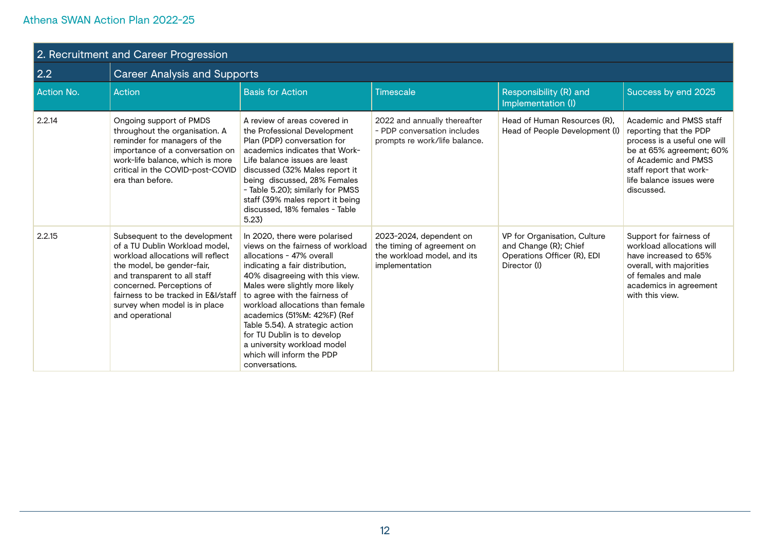## 2. Recruitment and Career Progression

### 2.2 Career Analysis and Supports

| Action No. | Action | Basis for Action | Timescale | Responsibility (R) and Implementation (I) | Success by end 2025 |
|---|---|---|---|---|---|
| 2.2.14 | Ongoing support of PMDS throughout the organisation. A reminder for managers of the importance of a conversation on work-life balance, which is more critical in the COVID-post-COVID era than before. | A review of areas covered in the Professional Development Plan (PDP) conversation for academics indicates that Work-Life balance issues are least discussed (32% Males report it being discussed, 28% Females - Table 5.20); similarly for PMSS staff (39% males report it being discussed, 18% females - Table 5.23) | 2022 and annually thereafter - PDP conversation includes prompts re work/life balance. | Head of Human Resources (R), Head of People Development (I) | Academic and PMSS staff reporting that the PDP process is a useful one will be at 65% agreement; 60% of Academic and PMSS staff report that work-life balance issues were discussed. |
| 2.2.15 | Subsequent to the development of a TU Dublin Workload model, workload allocations will reflect the model, be gender-fair, and transparent to all staff concerned. Perceptions of fairness to be tracked in E&I/staff survey when model is in place and operational | In 2020, there were polarised views on the fairness of workload allocations - 47% overall indicating a fair distribution, 40% disagreeing with this view. Males were slightly more likely to agree with the fairness of workload allocations than female academics (51%M: 42%F) (Ref Table 5.54). A strategic action for TU Dublin is to develop a university workload model which will inform the PDP conversations. | 2023-2024, dependent on the timing of agreement on the workload model, and its implementation | VP for Organisation, Culture and Change (R); Chief Operations Officer (R), EDI Director (I) | Support for fairness of workload allocations will have increased to 65% overall, with majorities of females and male academics in agreement with this view. |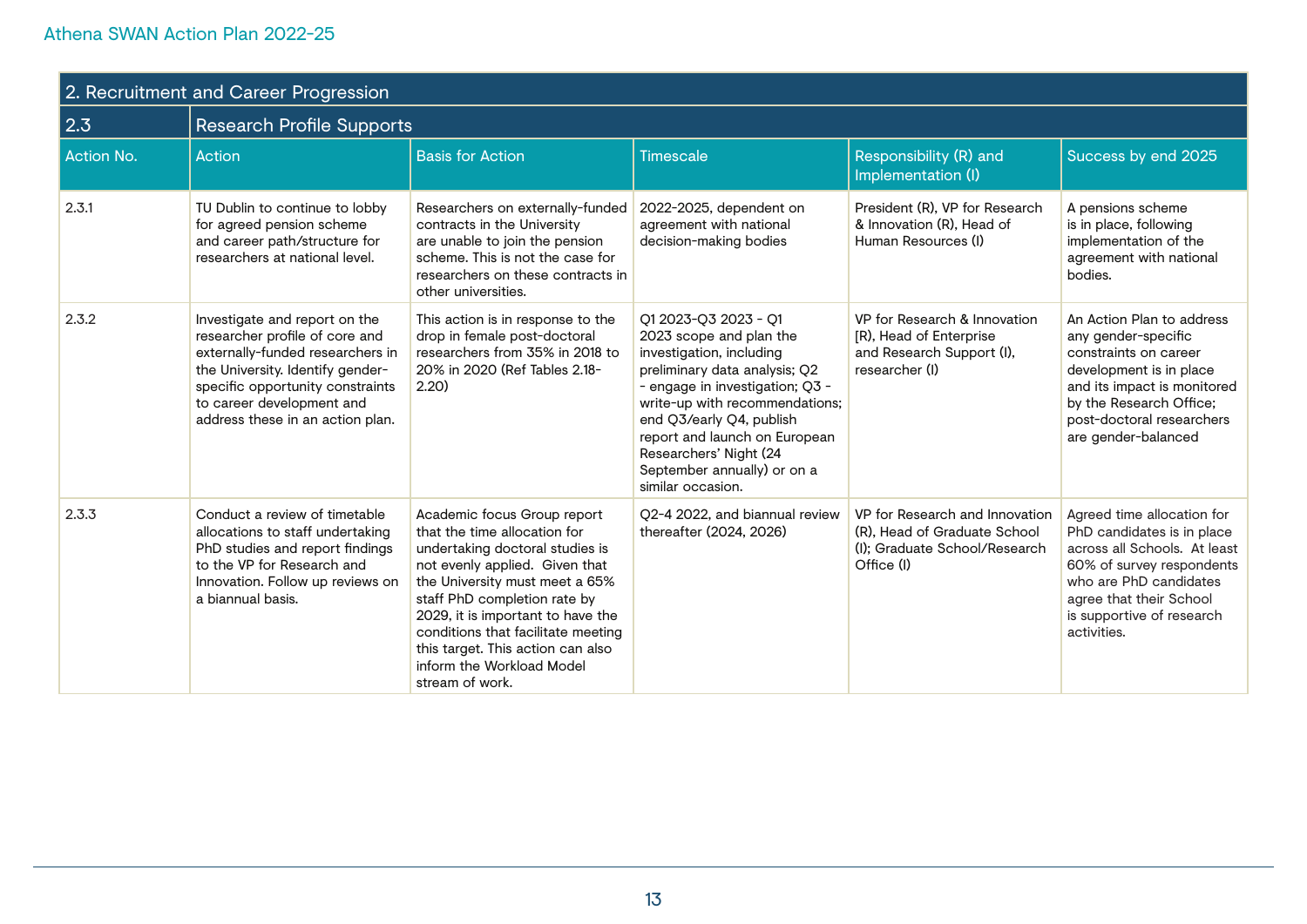## 2. Recruitment and Career Progression

### 2.3 Research Profile Supports

| Action No. | Action | Basis for Action | Timescale | Responsibility (R) and Implementation (I) | Success by end 2025 |
|---|---|---|---|---|---|
| 2.3.1 | TU Dublin to continue to lobby for agreed pension scheme and career path/structure for researchers at national level. | Researchers on externally-funded contracts in the University are unable to join the pension scheme. This is not the case for researchers on these contracts in other universities. | 2022-2025, dependent on agreement with national decision-making bodies | President (R), VP for Research & Innovation (R), Head of Human Resources (I) | A pensions scheme is in place, following implementation of the agreement with national bodies. |
| 2.3.2 | Investigate and report on the researcher profile of core and externally-funded researchers in the University. Identify gender-specific opportunity constraints to career development and address these in an action plan. | This action is in response to the drop in female post-doctoral researchers from 35% in 2018 to 20% in 2020 (Ref Tables 2.18-2.20) | Q1 2023-Q3 2023 - Q1 2023 scope and plan the investigation, including preliminary data analysis; Q2 - engage in investigation; Q3 - write-up with recommendations; end Q3/early Q4, publish report and launch on European Researchers' Night (24 September annually) or on a similar occasion. | VP for Research & Innovation [R], Head of Enterprise and Research Support (I), researcher (I) | An Action Plan to address any gender-specific constraints on career development is in place and its impact is monitored by the Research Office; post-doctoral researchers are gender-balanced |
| 2.3.3 | Conduct a review of timetable allocations to staff undertaking PhD studies and report findings to the VP for Research and Innovation. Follow up reviews on a biannual basis. | Academic focus Group report that the time allocation for undertaking doctoral studies is not evenly applied. Given that the University must meet a 65% staff PhD completion rate by 2029, it is important to have the conditions that facilitate meeting this target. This action can also inform the Workload Model stream of work. | Q2-4 2022, and biannual review thereafter (2024, 2026) | VP for Research and Innovation (R), Head of Graduate School (I); Graduate School/Research Office (I) | Agreed time allocation for PhD candidates is in place across all Schools. At least 60% of survey respondents who are PhD candidates agree that their School is supportive of research activities. |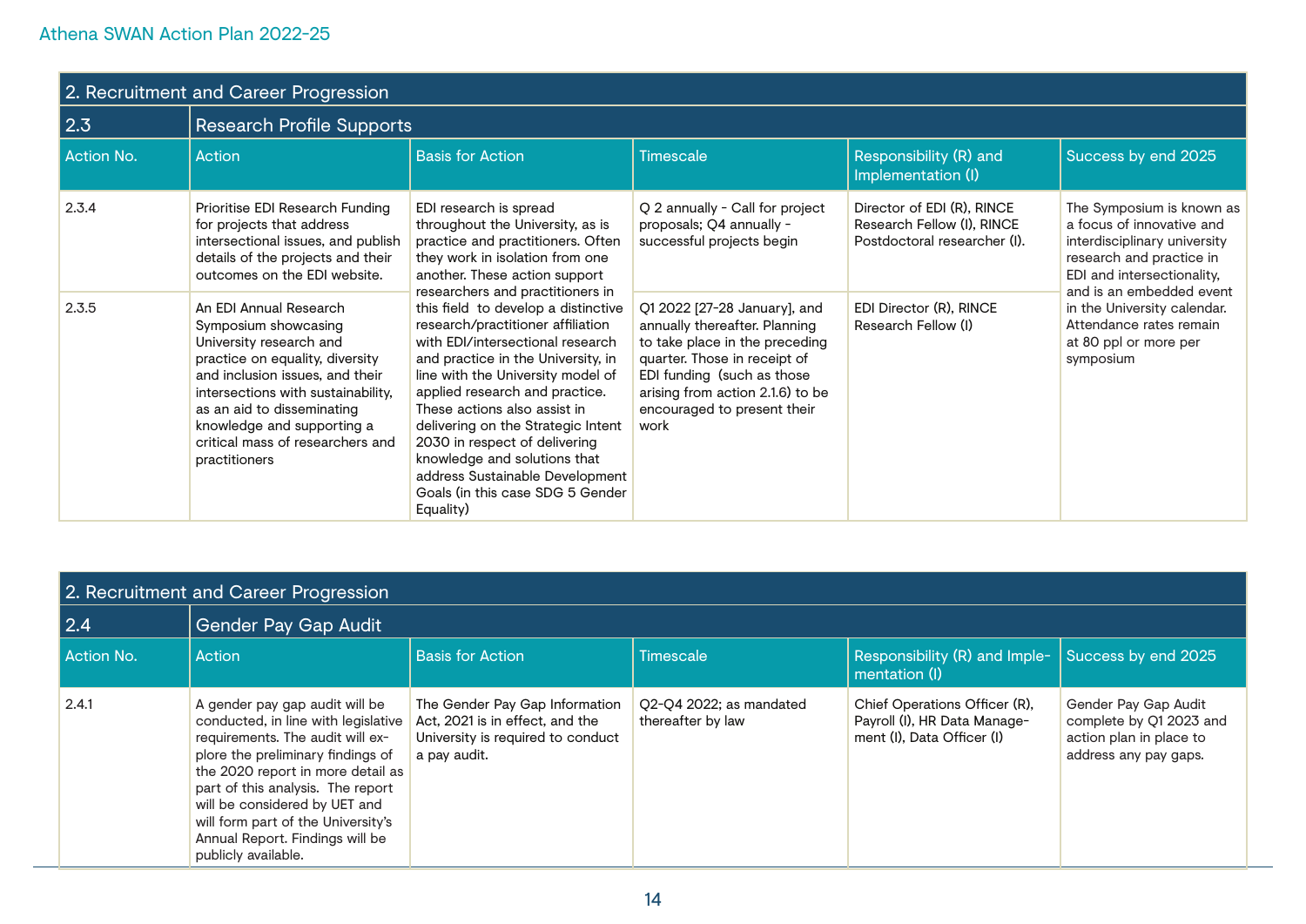Athena SWAN Action Plan 2022-25

| 2. Recruitment and Career Progression | | | | | |
|---|---|---|---|---|---|
| **2.3** | **Research Profile Supports** | | | | |
| **Action No.** | **Action** | **Basis for Action** | **Timescale** | **Responsibility (R) and Implementation (I)** | **Success by end 2025** |
| 2.3.4 | Prioritise EDI Research Funding for projects that address intersectional issues, and publish details of the projects and their outcomes on the EDI website. | EDI research is spread throughout the University, as is practice and practitioners. Often they work in isolation from one another. These action support researchers and practitioners in this field to develop a distinctive research/practitioner affiliation with EDI/intersectional research and practice in the University, in line with the University model of applied research and practice. These actions also assist in delivering on the Strategic Intent 2030 in respect of delivering knowledge and solutions that address Sustainable Development Goals (in this case SDG 5 Gender Equality) | Q 2 annually - Call for project proposals; Q4 annually - successful projects begin | Director of EDI (R), RINCE Research Fellow (I), RINCE Postdoctoral researcher (I). | The Symposium is known as a focus of innovative and interdisciplinary university research and practice in EDI and intersectionality, and is an embedded event in the University calendar. Attendance rates remain at 80 ppl or more per symposium |
| 2.3.5 | An EDI Annual Research Symposium showcasing University research and practice on equality, diversity and inclusion issues, and their intersections with sustainability, as an aid to disseminating knowledge and supporting a critical mass of researchers and practitioners | | Q1 2022 [27-28 January], and annually thereafter. Planning to take place in the preceding quarter. Those in receipt of EDI funding (such as those arising from action 2.1.6) to be encouraged to present their work | EDI Director (R), RINCE Research Fellow (I) | |

| 2. Recruitment and Career Progression | | | | | |
|---|---|---|---|---|---|
| **2.4** | **Gender Pay Gap Audit** | | | | |
| **Action No.** | **Action** | **Basis for Action** | **Timescale** | **Responsibility (R) and Implementation (I)** | **Success by end 2025** |
| 2.4.1 | A gender pay gap audit will be conducted, in line with legislative requirements. The audit will explore the preliminary findings of the 2020 report in more detail as part of this analysis. The report will be considered by UET and will form part of the University's Annual Report. Findings will be publicly available. | The Gender Pay Gap Information Act, 2021 is in effect, and the University is required to conduct a pay audit. | Q2-Q4 2022; as mandated thereafter by law | Chief Operations Officer (R), Payroll (I), HR Data Management (I), Data Officer (I) | Gender Pay Gap Audit complete by Q1 2023 and action plan in place to address any pay gaps. |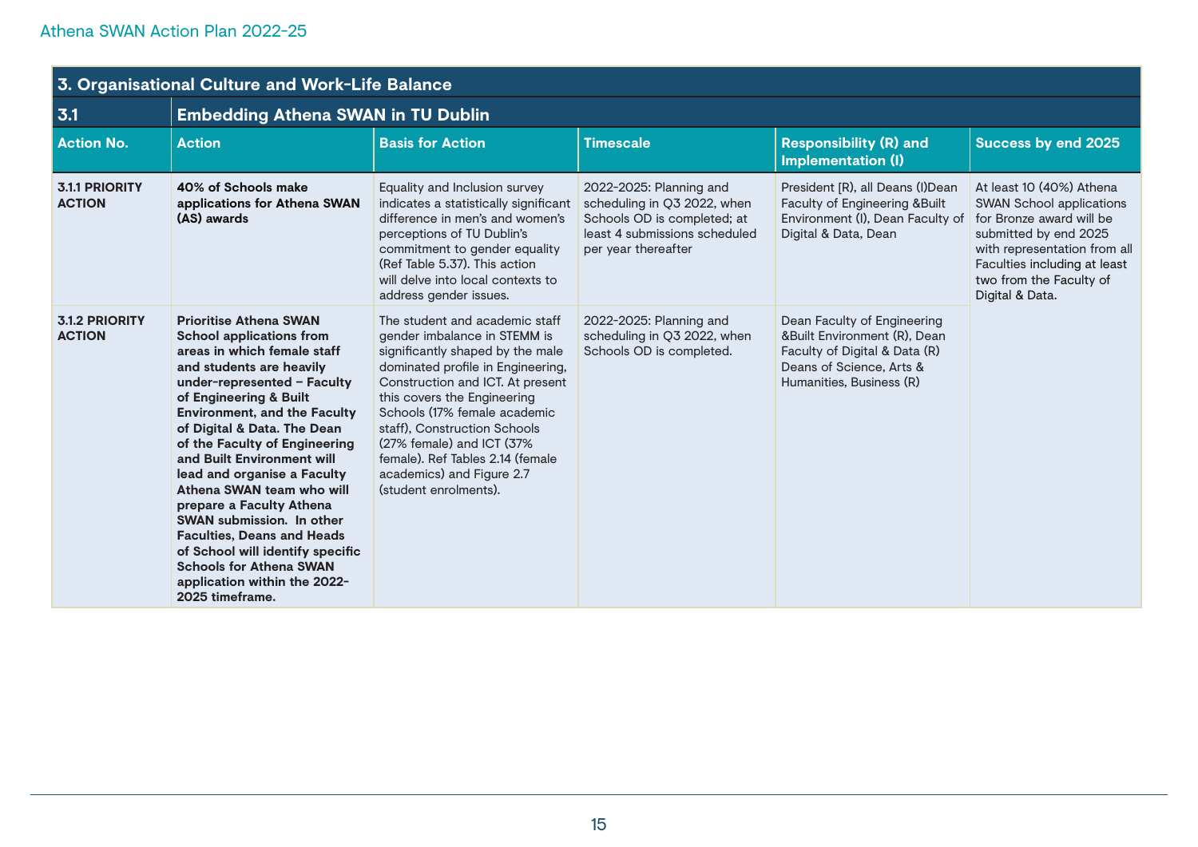| 3. Organisational Culture and Work-Life Balance | | | | | |
|---|---|---|---|---|---|
| **3.1** | **Embedding Athena SWAN in TU Dublin** | | | | |
| **Action No.** | **Action** | **Basis for Action** | **Timescale** | **Responsibility (R) and Implementation (I)** | **Success by end 2025** |
| **3.1.1 PRIORITY ACTION** | **40% of Schools make applications for Athena SWAN (AS) awards** | Equality and Inclusion survey indicates a statistically significant difference in men's and women's perceptions of TU Dublin's commitment to gender equality (Ref Table 5.37). This action will delve into local contexts to address gender issues. | 2022-2025: Planning and scheduling in Q3 2022, when Schools OD is completed; at least 4 submissions scheduled per year thereafter | President [R), all Deans (I)Dean Faculty of Engineering &Built Environment (I), Dean Faculty of Digital & Data, Dean | At least 10 (40%) Athena SWAN School applications for Bronze award will be submitted by end 2025 with representation from all Faculties including at least two from the Faculty of Digital & Data. |
| **3.1.2 PRIORITY ACTION** | **Prioritise Athena SWAN School applications from areas in which female staff and students are heavily under-represented – Faculty of Engineering & Built Environment, and the Faculty of Digital & Data. The Dean of the Faculty of Engineering and Built Environment will lead and organise a Faculty Athena SWAN team who will prepare a Faculty Athena SWAN submission. In other Faculties, Deans and Heads of School will identify specific Schools for Athena SWAN application within the 2022-2025 timeframe.** | The student and academic staff gender imbalance in STEMM is significantly shaped by the male dominated profile in Engineering, Construction and ICT. At present this covers the Engineering Schools (17% female academic staff), Construction Schools (27% female) and ICT (37% female). Ref Tables 2.14 (female academics) and Figure 2.7 (student enrolments). | 2022-2025: Planning and scheduling in Q3 2022, when Schools OD is completed. | Dean Faculty of Engineering &Built Environment (R), Dean Faculty of Digital & Data (R) Deans of Science, Arts & Humanities, Business (R) | |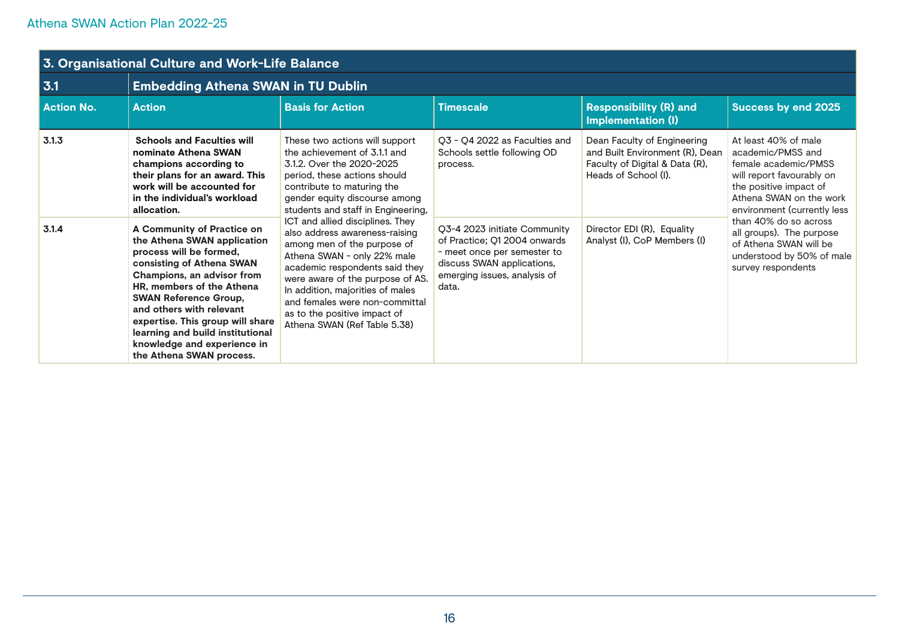| 3. Organisational Culture and Work-Life Balance | | | | | |
|---|---|---|---|---|---|
| **3.1** | **Embedding Athena SWAN in TU Dublin** | | | | |
| **Action No.** | **Action** | **Basis for Action** | **Timescale** | **Responsibility (R) and Implementation (I)** | **Success by end 2025** |
| 3.1.3 | **Schools and Faculties will nominate Athena SWAN champions according to their plans for an award. This work will be accounted for in the individual's workload allocation.** | These two actions will support the achievement of 3.1.1 and 3.1.2. Over the 2020-2025 period, these actions should contribute to maturing the gender equity discourse among students and staff in Engineering, ICT and allied disciplines. They also address awareness-raising among men of the purpose of Athena SWAN - only 22% male academic respondents said they were aware of the purpose of AS. In addition, majorities of males and females were non-committal as to the positive impact of Athena SWAN (Ref Table 5.38) | Q3 - Q4 2022 as Faculties and Schools settle following OD process. | Dean Faculty of Engineering and Built Environment (R), Dean Faculty of Digital & Data (R), Heads of School (I). | At least 40% of male academic/PMSS and female academic/PMSS will report favourably on the positive impact of Athena SWAN on the work environment (currently less than 40% do so across all groups). The purpose of Athena SWAN will be understood by 50% of male survey respondents |
| 3.1.4 | **A Community of Practice on the Athena SWAN application process will be formed, consisting of Athena SWAN Champions, an advisor from HR, members of the Athena SWAN Reference Group, and others with relevant expertise. This group will share learning and build institutional knowledge and experience in the Athena SWAN process.** | | Q3-4 2023 initiate Community of Practice; Q1 2004 onwards - meet once per semester to discuss SWAN applications, emerging issues, analysis of data. | Director EDI (R), Equality Analyst (I), CoP Members (I) | |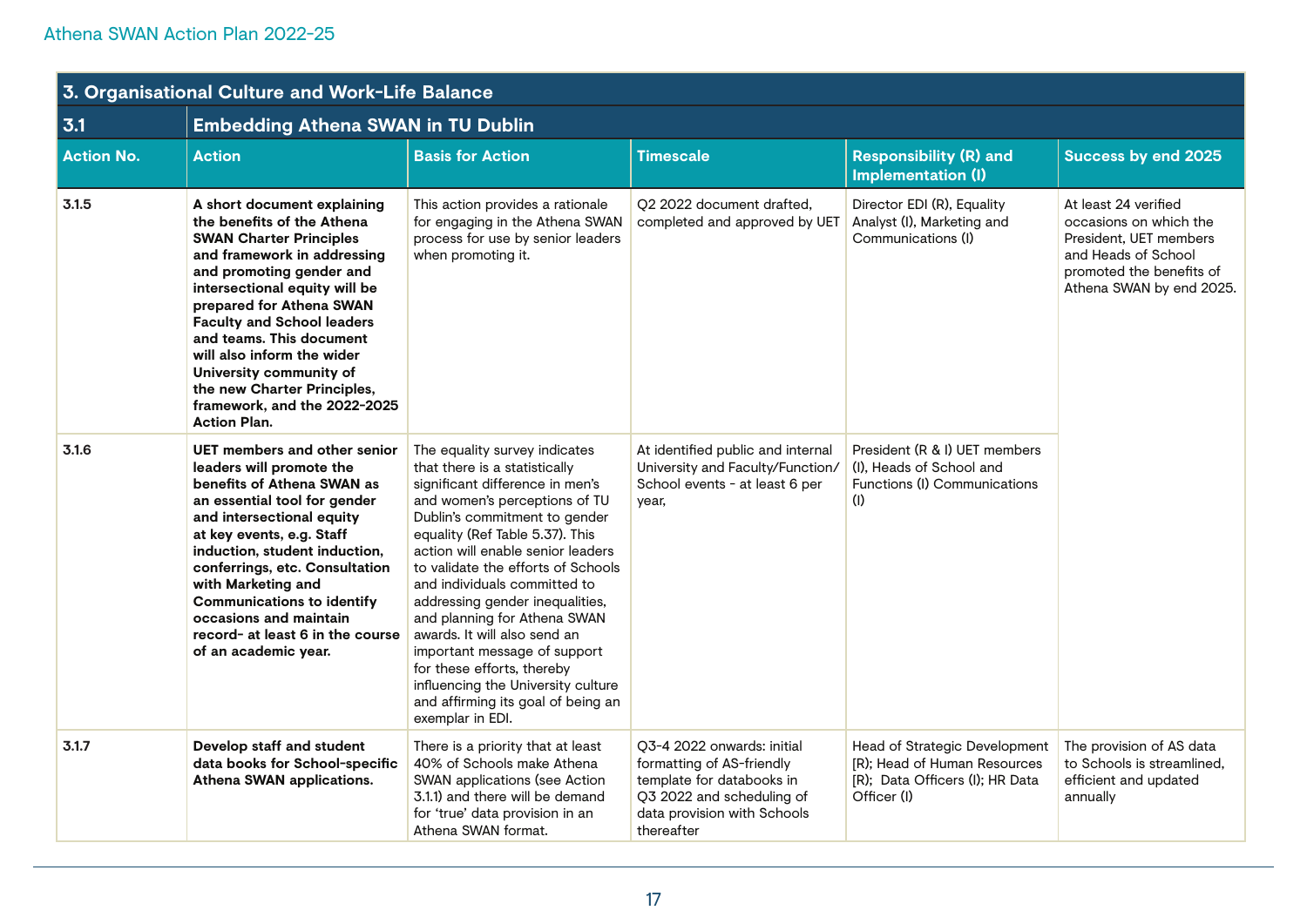## 3. Organisational Culture and Work-Life Balance

### 3.1 Embedding Athena SWAN in TU Dublin

| Action No. | Action | Basis for Action | Timescale | Responsibility (R) and Implementation (I) | Success by end 2025 |
|---|---|---|---|---|---|
| 3.1.5 | **A short document explaining the benefits of the Athena SWAN Charter Principles and framework in addressing and promoting gender and intersectional equity will be prepared for Athena SWAN Faculty and School leaders and teams. This document will also inform the wider University community of the new Charter Principles, framework, and the 2022-2025 Action Plan.** | This action provides a rationale for engaging in the Athena SWAN process for use by senior leaders when promoting it. | Q2 2022 document drafted, completed and approved by UET | Director EDI (R), Equality Analyst (I), Marketing and Communications (I) | At least 24 verified occasions on which the President, UET members and Heads of School promoted the benefits of Athena SWAN by end 2025. |
| 3.1.6 | **UET members and other senior leaders will promote the benefits of Athena SWAN as an essential tool for gender and intersectional equity at key events, e.g. Staff induction, student induction, conferrings, etc. Consultation with Marketing and Communications to identify occasions and maintain record- at least 6 in the course of an academic year.** | The equality survey indicates that there is a statistically significant difference in men's and women's perceptions of TU Dublin's commitment to gender equality (Ref Table 5.37). This action will enable senior leaders to validate the efforts of Schools and individuals committed to addressing gender inequalities, and planning for Athena SWAN awards. It will also send an important message of support for these efforts, thereby influencing the University culture and affirming its goal of being an exemplar in EDI. | At identified public and internal University and Faculty/Function/ School events - at least 6 per year, | President (R & I) UET members (I), Heads of School and Functions (I) Communications (I) | |
| 3.1.7 | **Develop staff and student data books for School-specific Athena SWAN applications.** | There is a priority that at least 40% of Schools make Athena SWAN applications (see Action 3.1.1) and there will be demand for 'true' data provision in an Athena SWAN format. | Q3-4 2022 onwards: initial formatting of AS-friendly template for databooks in Q3 2022 and scheduling of data provision with Schools thereafter | Head of Strategic Development [R]; Head of Human Resources [R]; Data Officers (I); HR Data Officer (I) | The provision of AS data to Schools is streamlined, efficient and updated annually |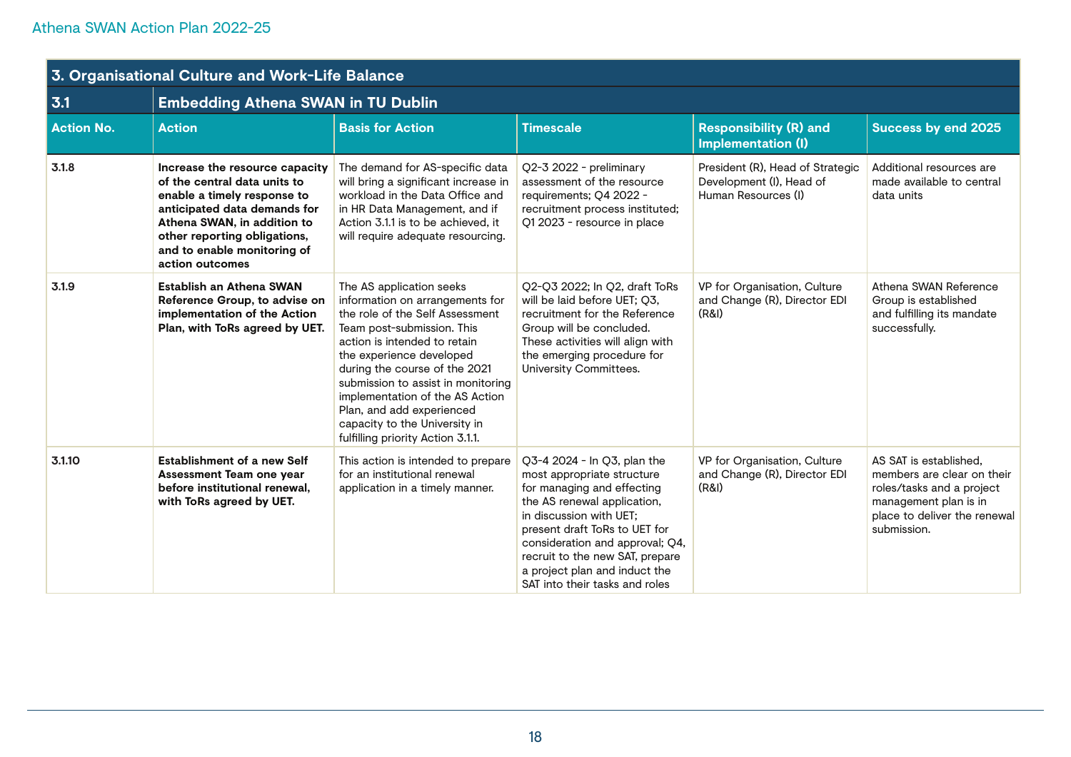## 3. Organisational Culture and Work-Life Balance

### 3.1 Embedding Athena SWAN in TU Dublin

| Action No. | Action | Basis for Action | Timescale | Responsibility (R) and Implementation (I) | Success by end 2025 |
|---|---|---|---|---|---|
| 3.1.8 | **Increase the resource capacity of the central data units to enable a timely response to anticipated data demands for Athena SWAN, in addition to other reporting obligations, and to enable monitoring of action outcomes** | The demand for AS-specific data will bring a significant increase in workload in the Data Office and in HR Data Management, and if Action 3.1.1 is to be achieved, it will require adequate resourcing. | Q2-3 2022 - preliminary assessment of the resource requirements; Q4 2022 - recruitment process instituted; Q1 2023 - resource in place | President (R), Head of Strategic Development (I), Head of Human Resources (I) | Additional resources are made available to central data units |
| 3.1.9 | **Establish an Athena SWAN Reference Group, to advise on implementation of the Action Plan, with ToRs agreed by UET.** | The AS application seeks information on arrangements for the role of the Self Assessment Team post-submission. This action is intended to retain the experience developed during the course of the 2021 submission to assist in monitoring implementation of the AS Action Plan, and add experienced capacity to the University in fulfilling priority Action 3.1.1. | Q2-Q3 2022; In Q2, draft ToRs will be laid before UET; Q3, recruitment for the Reference Group will be concluded. These activities will align with the emerging procedure for University Committees. | VP for Organisation, Culture and Change (R), Director EDI (R&I) | Athena SWAN Reference Group is established and fulfilling its mandate successfully. |
| 3.1.10 | **Establishment of a new Self Assessment Team one year before institutional renewal, with ToRs agreed by UET.** | This action is intended to prepare for an institutional renewal application in a timely manner. | Q3-4 2024 - In Q3, plan the most appropriate structure for managing and effecting the AS renewal application, in discussion with UET; present draft ToRs to UET for consideration and approval; Q4, recruit to the new SAT, prepare a project plan and induct the SAT into their tasks and roles | VP for Organisation, Culture and Change (R), Director EDI (R&I) | AS SAT is established, members are clear on their roles/tasks and a project management plan is in place to deliver the renewal submission. |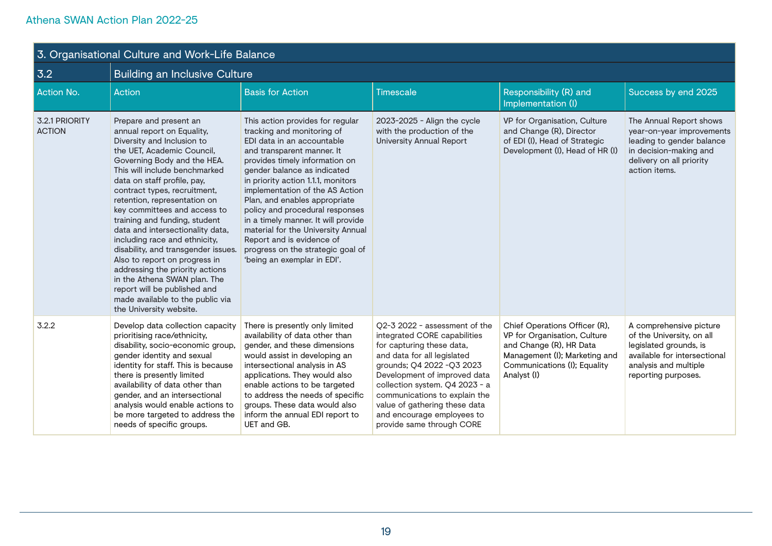## 3. Organisational Culture and Work-Life Balance

### 3.2 Building an Inclusive Culture

| Action No. | Action | Basis for Action | Timescale | Responsibility (R) and Implementation (I) | Success by end 2025 |
|---|---|---|---|---|---|
| 3.2.1 PRIORITY ACTION | Prepare and present an annual report on Equality, Diversity and Inclusion to the UET, Academic Council, Governing Body and the HEA. This will include benchmarked data on staff profile, pay, contract types, recruitment, retention, representation on key committees and access to training and funding, student data and intersectionality data, including race and ethnicity, disability, and transgender issues. Also to report on progress in addressing the priority actions in the Athena SWAN plan. The report will be published and made available to the public via the University website. | This action provides for regular tracking and monitoring of EDI data in an accountable and transparent manner. It provides timely information on gender balance as indicated in priority action 1.1.1, monitors implementation of the AS Action Plan, and enables appropriate policy and procedural responses in a timely manner. It will provide material for the University Annual Report and is evidence of progress on the strategic goal of 'being an exemplar in EDI'. | 2023-2025 - Align the cycle with the production of the University Annual Report | VP for Organisation, Culture and Change (R), Director of EDI (I), Head of Strategic Development (I), Head of HR (I) | The Annual Report shows year-on-year improvements leading to gender balance in decision-making and delivery on all priority action items. |
| 3.2.2 | Develop data collection capacity prioritising race/ethnicity, disability, socio-economic group, gender identity and sexual identity for staff. This is because there is presently limited availability of data other than gender, and an intersectional analysis would enable actions to be more targeted to address the needs of specific groups. | There is presently only limited availability of data other than gender, and these dimensions would assist in developing an intersectional analysis in AS applications. They would also enable actions to be targeted to address the needs of specific groups. These data would also inform the annual EDI report to UET and GB. | Q2-3 2022 - assessment of the integrated CORE capabilities for capturing these data, and data for all legislated grounds; Q4 2022 -Q3 2023 Development of improved data collection system. Q4 2023 - a communications to explain the value of gathering these data and encourage employees to provide same through CORE | Chief Operations Officer (R), VP for Organisation, Culture and Change (R), HR Data Management (I); Marketing and Communications (I); Equality Analyst (I) | A comprehensive picture of the University, on all legislated grounds, is available for intersectional analysis and multiple reporting purposes. |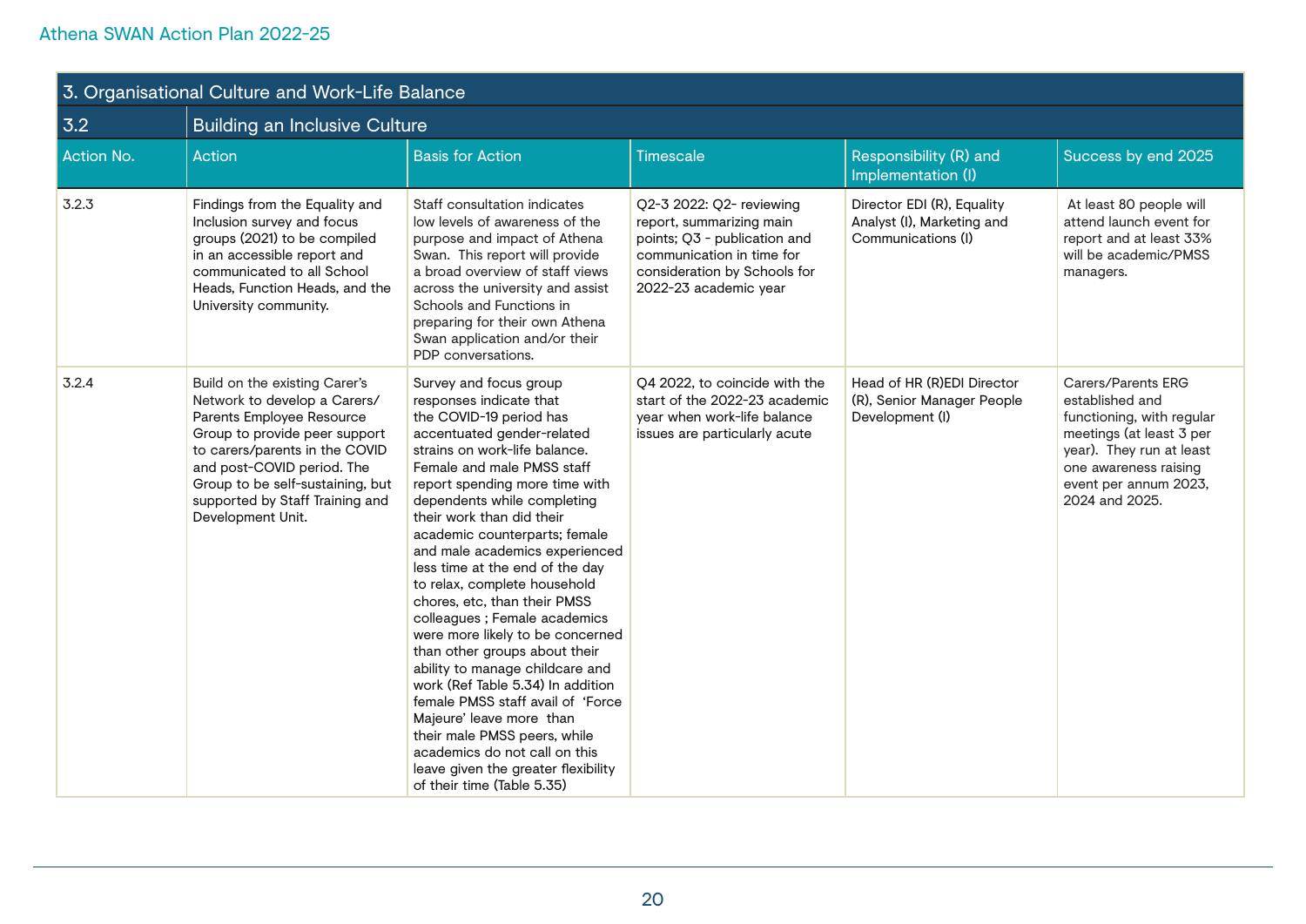## 3. Organisational Culture and Work-Life Balance

### 3.2 Building an Inclusive Culture

| Action No. | Action | Basis for Action | Timescale | Responsibility (R) and Implementation (I) | Success by end 2025 |
|---|---|---|---|---|---|
| 3.2.3 | Findings from the Equality and Inclusion survey and focus groups (2021) to be compiled in an accessible report and communicated to all School Heads, Function Heads, and the University community. | Staff consultation indicates low levels of awareness of the purpose and impact of Athena Swan. This report will provide a broad overview of staff views across the university and assist Schools and Functions in preparing for their own Athena Swan application and/or their PDP conversations. | Q2-3 2022: Q2- reviewing report, summarizing main points; Q3 - publication and communication in time for consideration by Schools for 2022-23 academic year | Director EDI (R), Equality Analyst (I), Marketing and Communications (I) | At least 80 people will attend launch event for report and at least 33% will be academic/PMSS managers. |
| 3.2.4 | Build on the existing Carer's Network to develop a Carers/ Parents Employee Resource Group to provide peer support to carers/parents in the COVID and post-COVID period. The Group to be self-sustaining, but supported by Staff Training and Development Unit. | Survey and focus group responses indicate that the COVID-19 period has accentuated gender-related strains on work-life balance. Female and male PMSS staff report spending more time with dependents while completing their work than did their academic counterparts; female and male academics experienced less time at the end of the day to relax, complete household chores, etc, than their PMSS colleagues ; Female academics were more likely to be concerned than other groups about their ability to manage childcare and work (Ref Table 5.34) In addition female PMSS staff avail of 'Force Majeure' leave more than their male PMSS peers, while academics do not call on this leave given the greater flexibility of their time (Table 5.35) | Q4 2022, to coincide with the start of the 2022-23 academic year when work-life balance issues are particularly acute | Head of HR (R)EDI Director (R), Senior Manager People Development (I) | Carers/Parents ERG established and functioning, with regular meetings (at least 3 per year). They run at least one awareness raising event per annum 2023, 2024 and 2025. |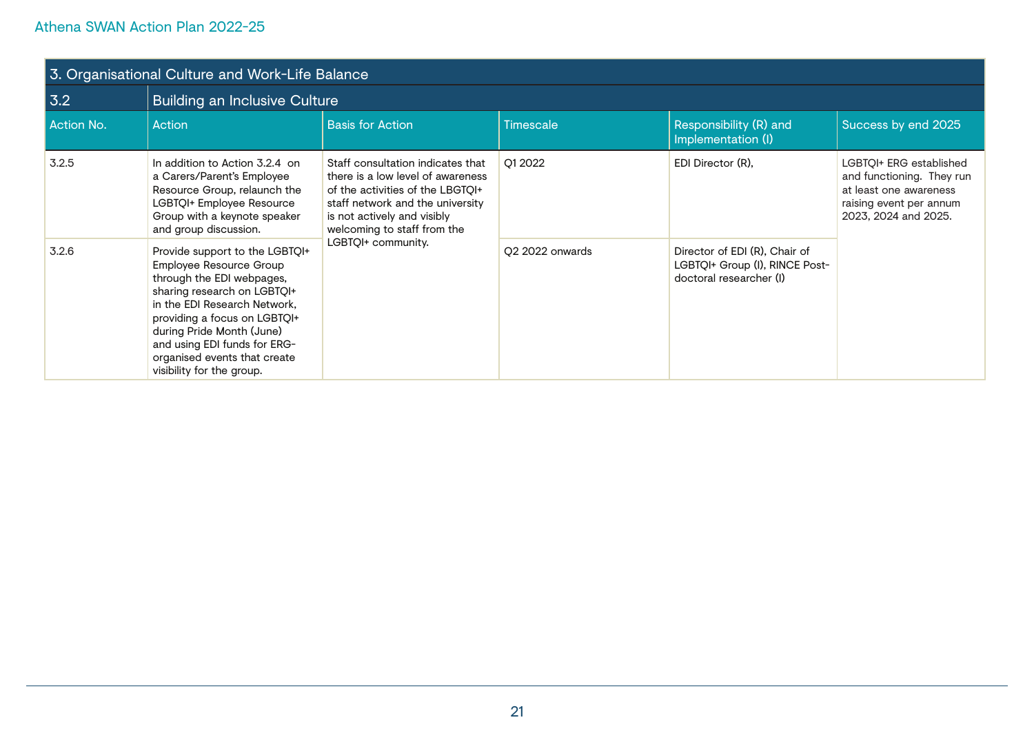| 3. Organisational Culture and Work-Life Balance | | | | | |
|---|---|---|---|---|---|
| 3.2 | Building an Inclusive Culture | | | | |
| Action No. | Action | Basis for Action | Timescale | Responsibility (R) and Implementation (I) | Success by end 2025 |
| 3.2.5 | In addition to Action 3.2.4 on a Carers/Parent's Employee Resource Group, relaunch the LGBTQI+ Employee Resource Group with a keynote speaker and group discussion. | Staff consultation indicates that there is a low level of awareness of the activities of the LBGTQI+ staff network and the university is not actively and visibly welcoming to staff from the LGBTQI+ community. | Q1 2022 | EDI Director (R), | LGBTQI+ ERG established and functioning. They run at least one awareness raising event per annum 2023, 2024 and 2025. |
| 3.2.6 | Provide support to the LGBTQI+ Employee Resource Group through the EDI webpages, sharing research on LGBTQI+ in the EDI Research Network, providing a focus on LGBTQI+ during Pride Month (June) and using EDI funds for ERG-organised events that create visibility for the group. | | Q2 2022 onwards | Director of EDI (R), Chair of LGBTQI+ Group (I), RINCE Post-doctoral researcher (I) | |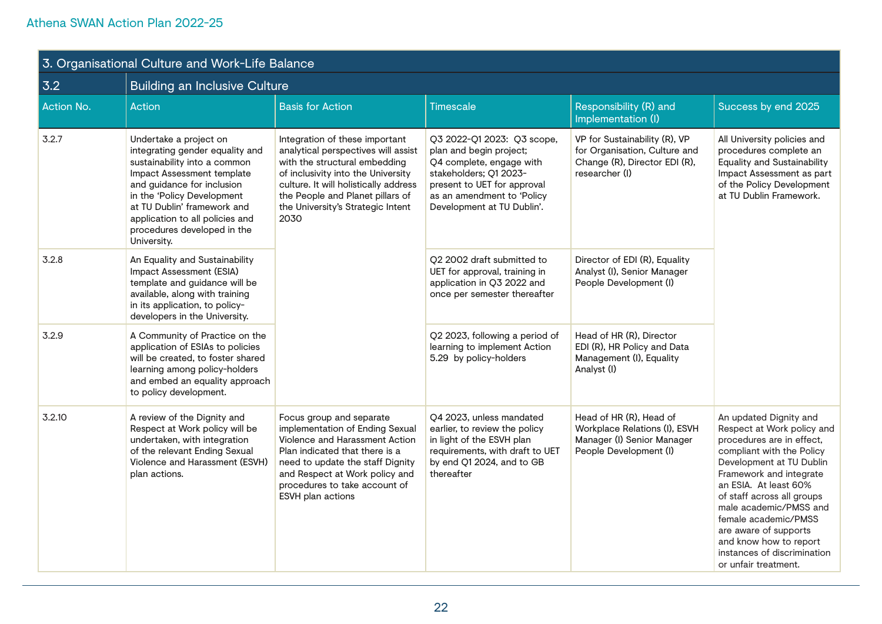Athena SWAN Action Plan 2022-25

## 3. Organisational Culture and Work-Life Balance

### 3.2 Building an Inclusive Culture

| Action No. | Action | Basis for Action | Timescale | Responsibility (R) and Implementation (I) | Success by end 2025 |
|---|---|---|---|---|---|
| 3.2.7 | Undertake a project on integrating gender equality and sustainability into a common Impact Assessment template and guidance for inclusion in the 'Policy Development at TU Dublin' framework and application to all policies and procedures developed in the University. | Integration of these important analytical perspectives will assist with the structural embedding of inclusivity into the University culture. It will holistically address the People and Planet pillars of the University's Strategic Intent 2030 | Q3 2022-Q1 2023: Q3 scope, plan and begin project; Q4 complete, engage with stakeholders; Q1 2023-present to UET for approval as an amendment to 'Policy Development at TU Dublin'. | VP for Sustainability (R), VP for Organisation, Culture and Change (R), Director EDI (R), researcher (I) | All University policies and procedures complete an Equality and Sustainability Impact Assessment as part of the Policy Development at TU Dublin Framework. |
| 3.2.8 | An Equality and Sustainability Impact Assessment (ESIA) template and guidance will be available, along with training in its application, to policy-developers in the University. | | Q2 2002 draft submitted to UET for approval, training in application in Q3 2022 and once per semester thereafter | Director of EDI (R), Equality Analyst (I), Senior Manager People Development (I) | |
| 3.2.9 | A Community of Practice on the application of ESIAs to policies will be created, to foster shared learning among policy-holders and embed an equality approach to policy development. | | Q2 2023, following a period of learning to implement Action 5.29 by policy-holders | Head of HR (R), Director EDI (R), HR Policy and Data Management (I), Equality Analyst (I) | |
| 3.2.10 | A review of the Dignity and Respect at Work policy will be undertaken, with integration of the relevant Ending Sexual Violence and Harassment (ESVH) plan actions. | Focus group and separate implementation of Ending Sexual Violence and Harassment Action Plan indicated that there is a need to update the staff Dignity and Respect at Work policy and procedures to take account of ESVH plan actions | Q4 2023, unless mandated earlier, to review the policy in light of the ESVH plan requirements, with draft to UET by end Q1 2024, and to GB thereafter | Head of HR (R), Head of Workplace Relations (I), ESVH Manager (I) Senior Manager People Development (I) | An updated Dignity and Respect at Work policy and procedures are in effect, compliant with the Policy Development at TU Dublin Framework and integrate an ESIA. At least 60% of staff across all groups male academic/PMSS and female academic/PMSS are aware of supports and know how to report instances of discrimination or unfair treatment. |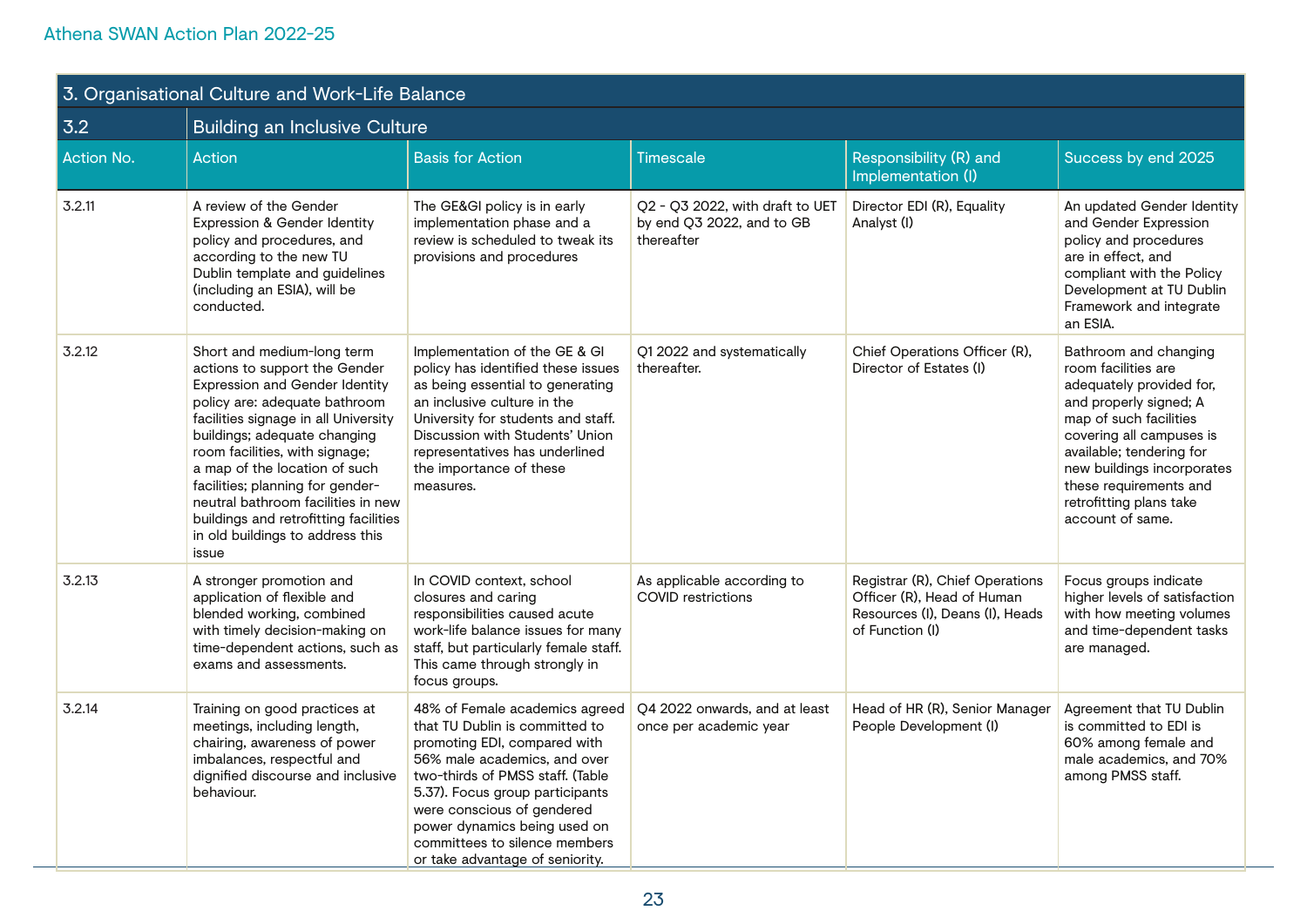Athena SWAN Action Plan 2022-25

| 3. Organisational Culture and Work-Life Balance | | | | | |
|---|---|---|---|---|---|
| **3.2** | **Building an Inclusive Culture** | | | | |
| **Action No.** | **Action** | **Basis for Action** | **Timescale** | **Responsibility (R) and Implementation (I)** | **Success by end 2025** |
| 3.2.11 | A review of the Gender Expression & Gender Identity policy and procedures, and according to the new TU Dublin template and guidelines (including an ESIA), will be conducted. | The GE&GI policy is in early implementation phase and a review is scheduled to tweak its provisions and procedures | Q2 - Q3 2022, with draft to UET by end Q3 2022, and to GB thereafter | Director EDI (R), Equality Analyst (I) | An updated Gender Identity and Gender Expression policy and procedures are in effect, and compliant with the Policy Development at TU Dublin Framework and integrate an ESIA. |
| 3.2.12 | Short and medium-long term actions to support the Gender Expression and Gender Identity policy are: adequate bathroom facilities signage in all University buildings; adequate changing room facilities, with signage; a map of the location of such facilities; planning for gender-neutral bathroom facilities in new buildings and retrofitting facilities in old buildings to address this issue | Implementation of the GE & GI policy has identified these issues as being essential to generating an inclusive culture in the University for students and staff. Discussion with Students' Union representatives has underlined the importance of these measures. | Q1 2022 and systematically thereafter. | Chief Operations Officer (R), Director of Estates (I) | Bathroom and changing room facilities are adequately provided for, and properly signed; A map of such facilities covering all campuses is available; tendering for new buildings incorporates these requirements and retrofitting plans take account of same. |
| 3.2.13 | A stronger promotion and application of flexible and blended working, combined with timely decision-making on time-dependent actions, such as exams and assessments. | In COVID context, school closures and caring responsibilities caused acute work-life balance issues for many staff, but particularly female staff. This came through strongly in focus groups. | As applicable according to COVID restrictions | Registrar (R), Chief Operations Officer (R), Head of Human Resources (I), Deans (I), Heads of Function (I) | Focus groups indicate higher levels of satisfaction with how meeting volumes and time-dependent tasks are managed. |
| 3.2.14 | Training on good practices at meetings, including length, chairing, awareness of power imbalances, respectful and dignified discourse and inclusive behaviour. | 48% of Female academics agreed that TU Dublin is committed to promoting EDI, compared with 56% male academics, and over two-thirds of PMSS staff. (Table 5.37). Focus group participants were conscious of gendered power dynamics being used on committees to silence members or take advantage of seniority. | Q4 2022 onwards, and at least once per academic year | Head of HR (R), Senior Manager People Development (I) | Agreement that TU Dublin is committed to EDI is 60% among female and male academics, and 70% among PMSS staff. |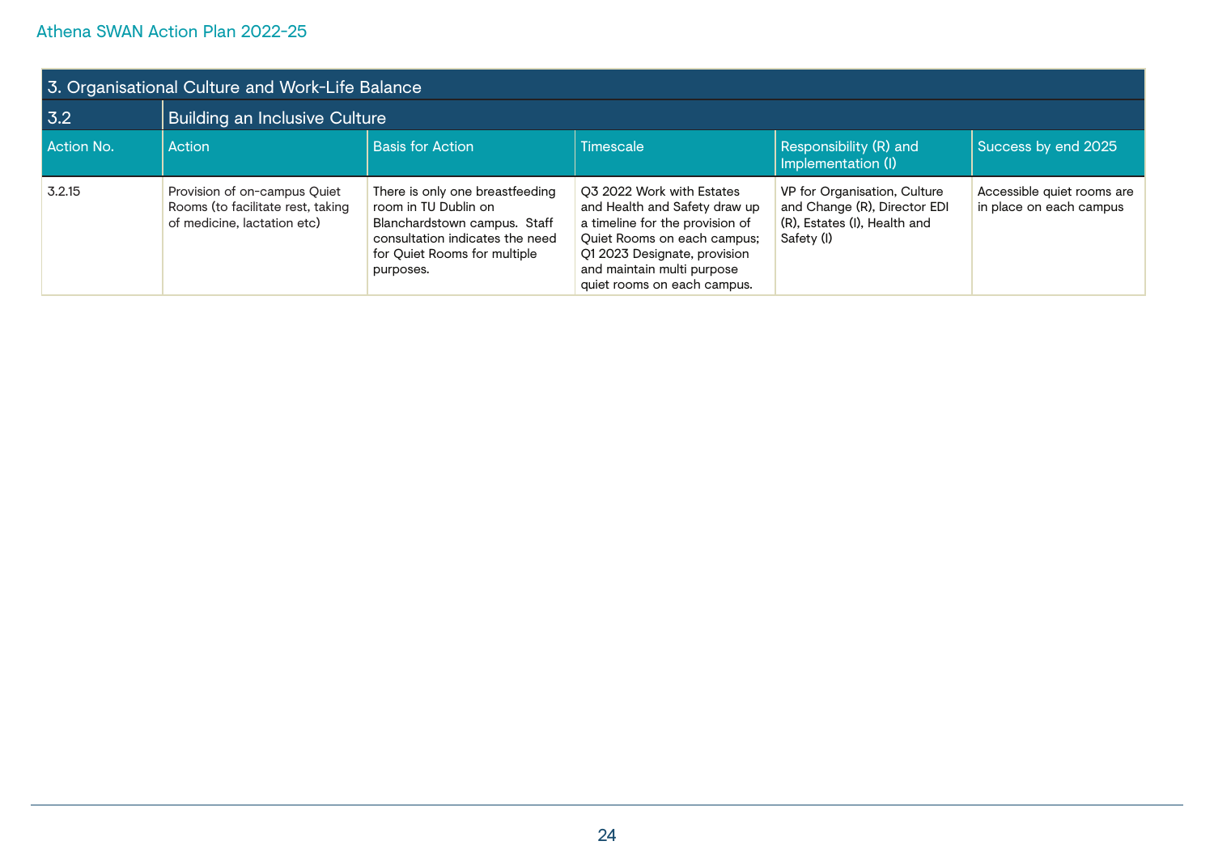| 3. Organisational Culture and Work-Life Balance | | | | | |
|---|---|---|---|---|---|
| 3.2 | Building an Inclusive Culture | | | | |
| Action No. | Action | Basis for Action | Timescale | Responsibility (R) and Implementation (I) | Success by end 2025 |
| 3.2.15 | Provision of on-campus Quiet Rooms (to facilitate rest, taking of medicine, lactation etc) | There is only one breastfeeding room in TU Dublin on Blanchardstown campus. Staff consultation indicates the need for Quiet Rooms for multiple purposes. | Q3 2022 Work with Estates and Health and Safety draw up a timeline for the provision of Quiet Rooms on each campus; Q1 2023 Designate, provision and maintain multi purpose quiet rooms on each campus. | VP for Organisation, Culture and Change (R), Director EDI (R), Estates (I), Health and Safety (I) | Accessible quiet rooms are in place on each campus |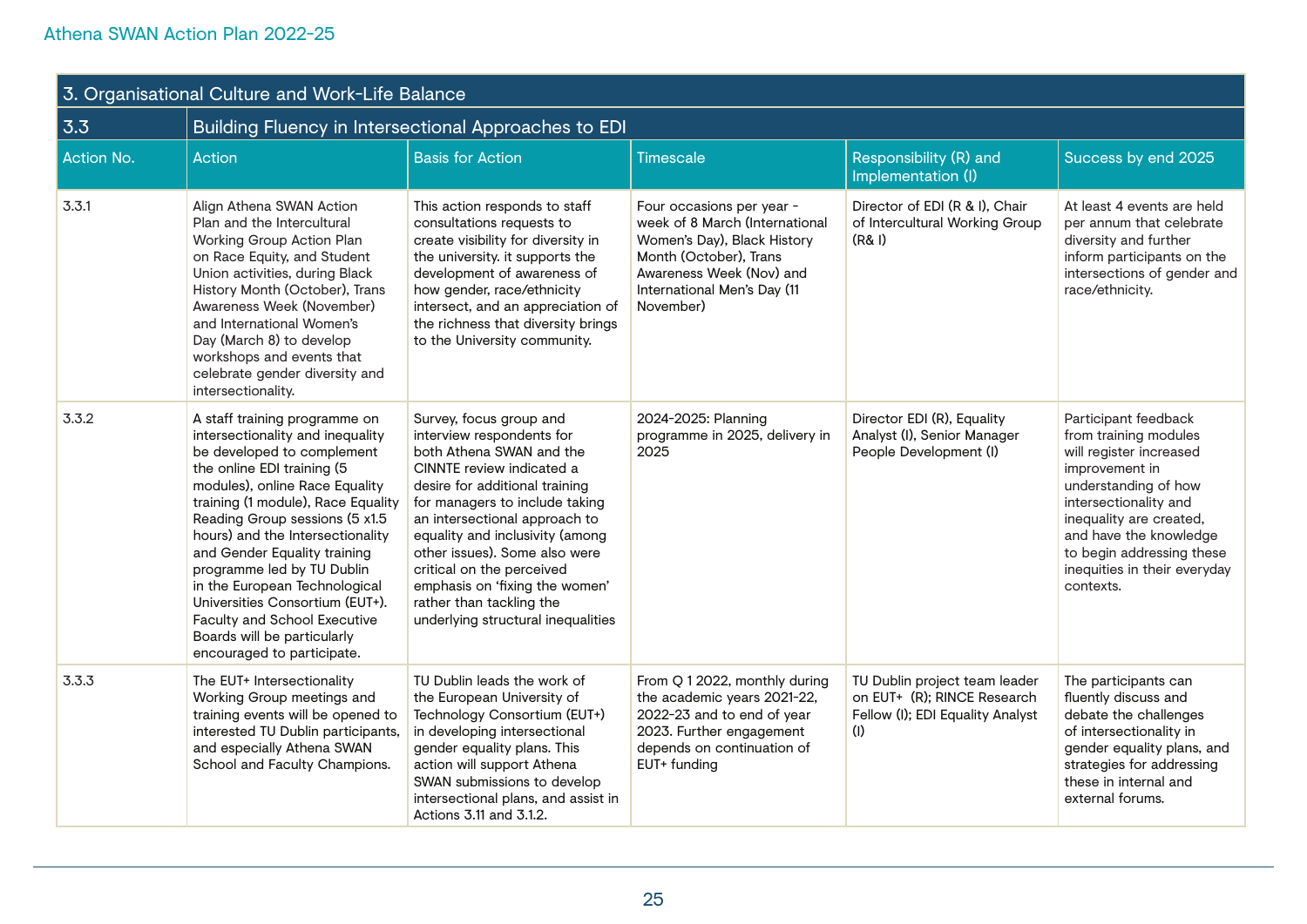| 3. Organisational Culture and Work-Life Balance | | | | | |
|---|---|---|---|---|---|
| 3.3 | Building Fluency in Intersectional Approaches to EDI | | | | |
| Action No. | Action | Basis for Action | Timescale | Responsibility (R) and Implementation (I) | Success by end 2025 |
| 3.3.1 | Align Athena SWAN Action Plan and the Intercultural Working Group Action Plan on Race Equity, and Student Union activities, during Black History Month (October), Trans Awareness Week (November) and International Women's Day (March 8) to develop workshops and events that celebrate gender diversity and intersectionality. | This action responds to staff consultations requests to create visibility for diversity in the university. it supports the development of awareness of how gender, race/ethnicity intersect, and an appreciation of the richness that diversity brings to the University community. | Four occasions per year - week of 8 March (International Women's Day), Black History Month (October), Trans Awareness Week (Nov) and International Men's Day (11 November) | Director of EDI (R & I), Chair of Intercultural Working Group (R& I) | At least 4 events are held per annum that celebrate diversity and further inform participants on the intersections of gender and race/ethnicity. |
| 3.3.2 | A staff training programme on intersectionality and inequality be developed to complement the online EDI training (5 modules), online Race Equality training (1 module), Race Equality Reading Group sessions (5 x1.5 hours) and the Intersectionality and Gender Equality training programme led by TU Dublin in the European Technological Universities Consortium (EUT+). Faculty and School Executive Boards will be particularly encouraged to participate. | Survey, focus group and interview respondents for both Athena SWAN and the CINNTE review indicated a desire for additional training for managers to include taking an intersectional approach to equality and inclusivity (among other issues). Some also were critical on the perceived emphasis on 'fixing the women' rather than tackling the underlying structural inequalities | 2024-2025: Planning programme in 2025, delivery in 2025 | Director EDI (R), Equality Analyst (I), Senior Manager People Development (I) | Participant feedback from training modules will register increased improvement in understanding of how intersectionality and inequality are created, and have the knowledge to begin addressing these inequities in their everyday contexts. |
| 3.3.3 | The EUT+ Intersectionality Working Group meetings and training events will be opened to interested TU Dublin participants, and especially Athena SWAN School and Faculty Champions. | TU Dublin leads the work of the European University of Technology Consortium (EUT+) in developing intersectional gender equality plans. This action will support Athena SWAN submissions to develop intersectional plans, and assist in Actions 3.11 and 3.1.2. | From Q 1 2022, monthly during the academic years 2021-22, 2022-23 and to end of year 2023. Further engagement depends on continuation of EUT+ funding | TU Dublin project team leader on EUT+ (R); RINCE Research Fellow (I); EDI Equality Analyst (I) | The participants can fluently discuss and debate the challenges of intersectionality in gender equality plans, and strategies for addressing these in internal and external forums. |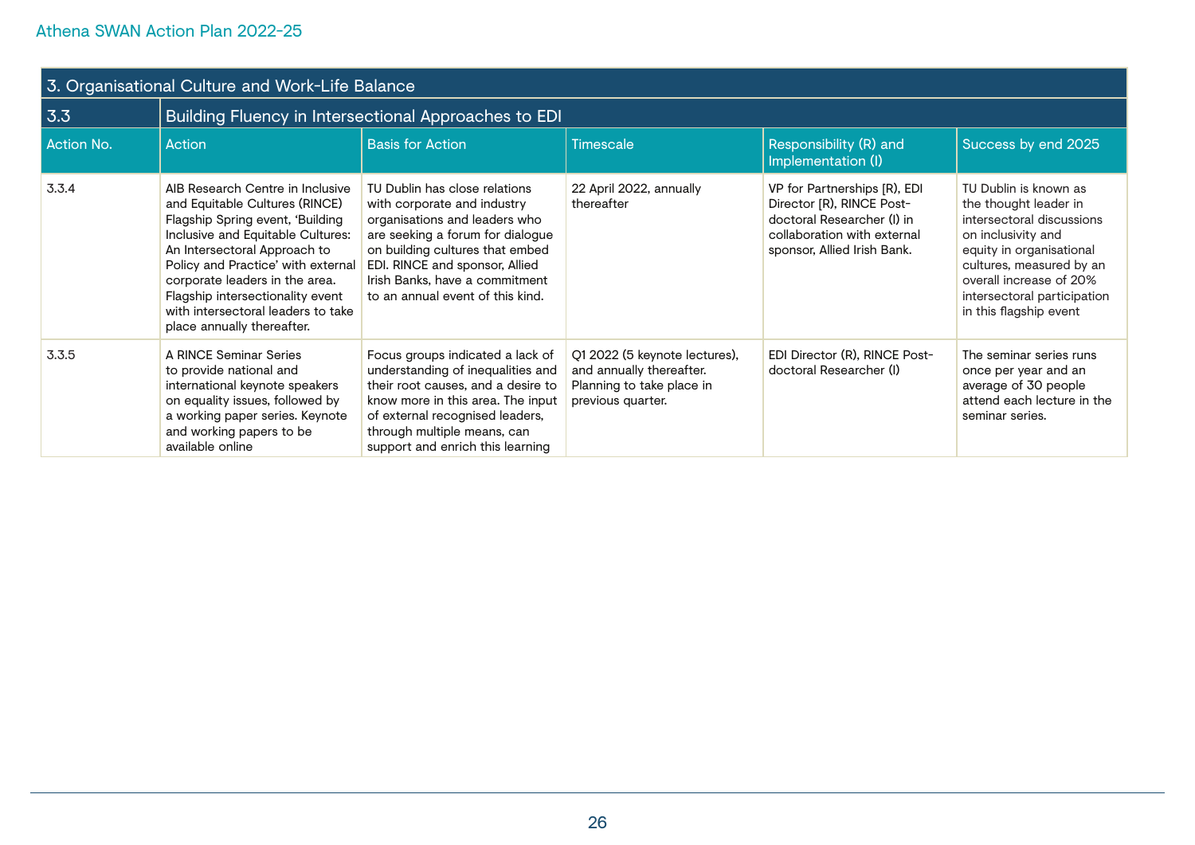Athena SWAN Action Plan 2022-25

| 3. Organisational Culture and Work-Life Balance | | | | | |
|---|---|---|---|---|---|
| **3.3** | **Building Fluency in Intersectional Approaches to EDI** | | | | |
| **Action No.** | **Action** | **Basis for Action** | **Timescale** | **Responsibility (R) and Implementation (I)** | **Success by end 2025** |
| 3.3.4 | AIB Research Centre in Inclusive and Equitable Cultures (RINCE) Flagship Spring event, 'Building Inclusive and Equitable Cultures: An Intersectoral Approach to Policy and Practice' with external corporate leaders in the area. Flagship intersectionality event with intersectoral leaders to take place annually thereafter. | TU Dublin has close relations with corporate and industry organisations and leaders who are seeking a forum for dialogue on building cultures that embed EDI. RINCE and sponsor, Allied Irish Banks, have a commitment to an annual event of this kind. | 22 April 2022, annually thereafter | VP for Partnerships [R), EDI Director [R), RINCE Post-doctoral Researcher (I) in collaboration with external sponsor, Allied Irish Bank. | TU Dublin is known as the thought leader in intersectoral discussions on inclusivity and equity in organisational cultures, measured by an overall increase of 20% intersectoral participation in this flagship event |
| 3.3.5 | A RINCE Seminar Series to provide national and international keynote speakers on equality issues, followed by a working paper series. Keynote and working papers to be available online | Focus groups indicated a lack of understanding of inequalities and their root causes, and a desire to know more in this area. The input of external recognised leaders, through multiple means, can support and enrich this learning | Q1 2022 (5 keynote lectures), and annually thereafter. Planning to take place in previous quarter. | EDI Director (R), RINCE Post-doctoral Researcher (I) | The seminar series runs once per year and an average of 30 people attend each lecture in the seminar series. |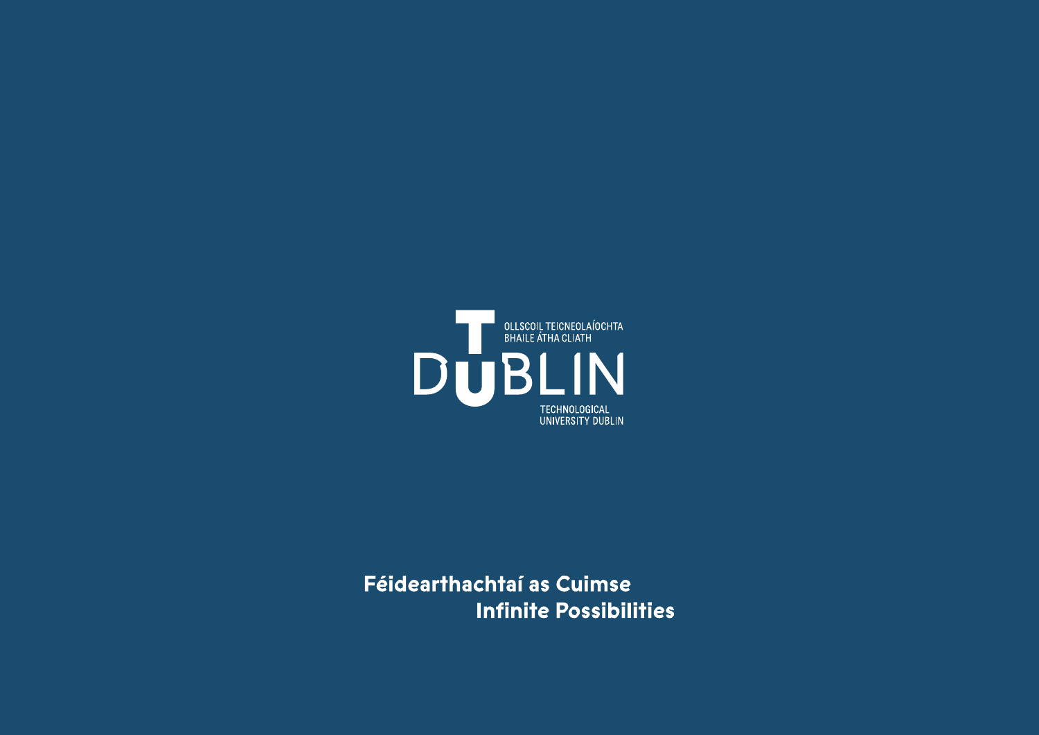OLLSCOIL TEICNEOLAÍOCHTA
BHAILE ÁTHA CLIATH

DUBLIN

TECHNOLOGICAL
UNIVERSITY DUBLIN

**Féidearthachtaí as Cuimse**
**Infinite Possibilities**